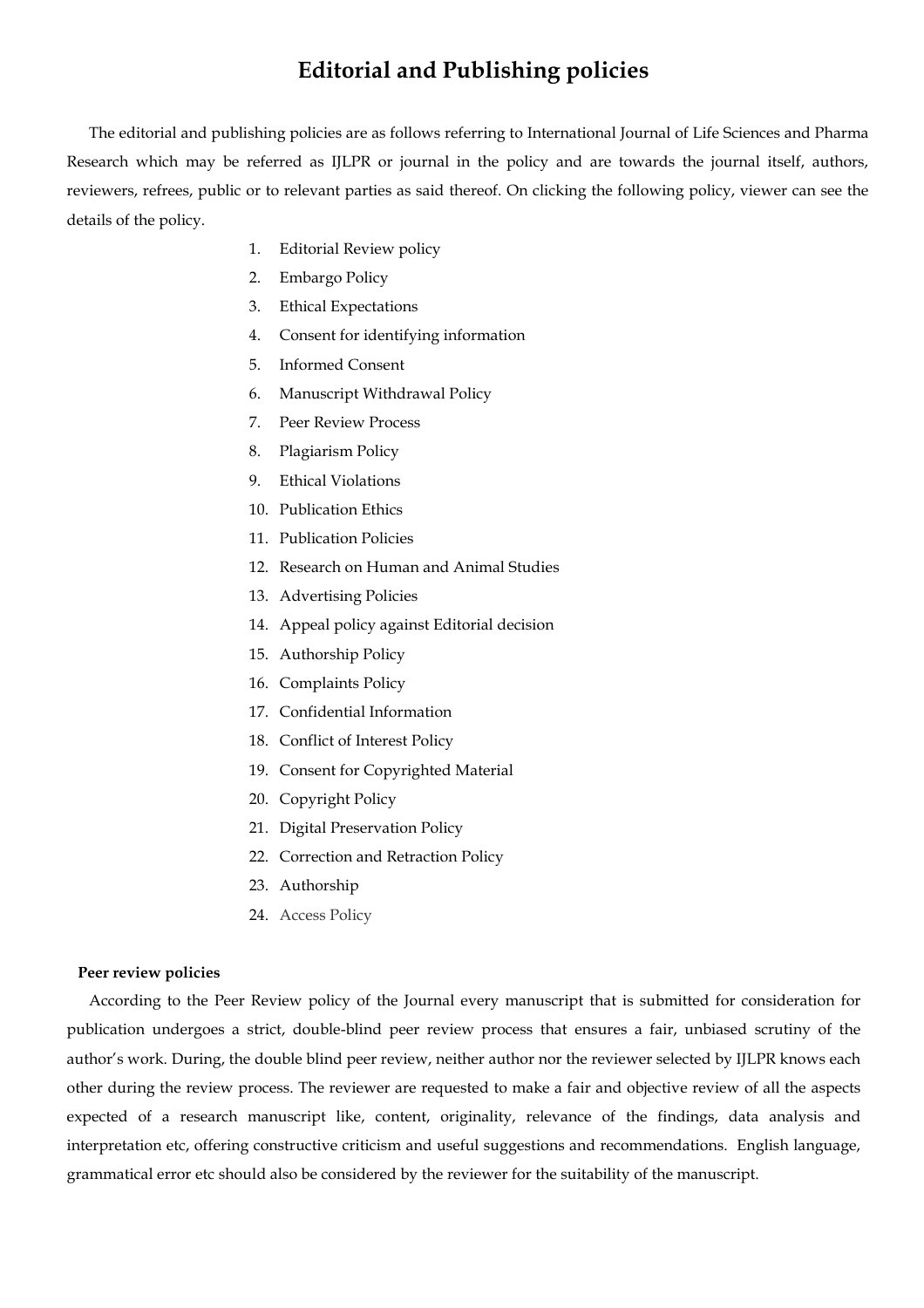# Editorial and Publishing policies

The editorial and publishing policies are as follows referring to International Journal of Life Sciences and Pharma Research which may be referred as IJLPR or journal in the policy and are towards the journal itself, authors, reviewers, refrees, public or to relevant parties as said thereof. On clicking the following policy, viewer can see the details of the policy.

1. Editorial Review policy
2. Embargo Policy
3. Ethical Expectations
4. Consent for identifying information
5. Informed Consent
6. Manuscript Withdrawal Policy
7. Peer Review Process
8. Plagiarism Policy
9. Ethical Violations
10. Publication Ethics
11. Publication Policies
12. Research on Human and Animal Studies
13. Advertising Policies
14. Appeal policy against Editorial decision
15. Authorship Policy
16. Complaints Policy
17. Confidential Information
18. Conflict of Interest Policy
19. Consent for Copyrighted Material
20. Copyright Policy
21. Digital Preservation Policy
22. Correction and Retraction Policy
23. Authorship
24. Access Policy

**Peer review policies**

According to the Peer Review policy of the Journal every manuscript that is submitted for consideration for publication undergoes a strict, double-blind peer review process that ensures a fair, unbiased scrutiny of the author's work. During, the double blind peer review, neither author nor the reviewer selected by IJLPR knows each other during the review process. The reviewer are requested to make a fair and objective review of all the aspects expected of a research manuscript like, content, originality, relevance of the findings, data analysis and interpretation etc, offering constructive criticism and useful suggestions and recommendations. English language, grammatical error etc should also be considered by the reviewer for the suitability of the manuscript.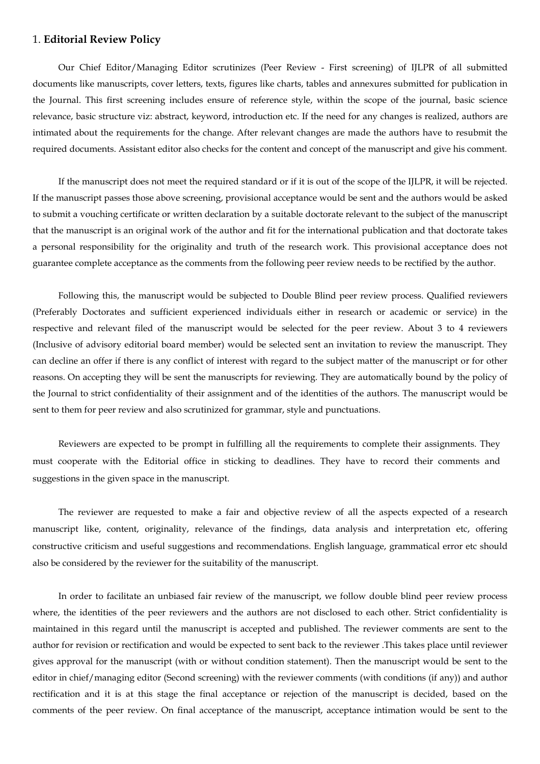## 1. **Editorial Review Policy**

Our Chief Editor/Managing Editor scrutinizes (Peer Review - First screening) of IJLPR of all submitted documents like manuscripts, cover letters, texts, figures like charts, tables and annexures submitted for publication in the Journal. This first screening includes ensure of reference style, within the scope of the journal, basic science relevance, basic structure viz: abstract, keyword, introduction etc. If the need for any changes is realized, authors are intimated about the requirements for the change. After relevant changes are made the authors have to resubmit the required documents. Assistant editor also checks for the content and concept of the manuscript and give his comment.

If the manuscript does not meet the required standard or if it is out of the scope of the IJLPR, it will be rejected. If the manuscript passes those above screening, provisional acceptance would be sent and the authors would be asked to submit a vouching certificate or written declaration by a suitable doctorate relevant to the subject of the manuscript that the manuscript is an original work of the author and fit for the international publication and that doctorate takes a personal responsibility for the originality and truth of the research work. This provisional acceptance does not guarantee complete acceptance as the comments from the following peer review needs to be rectified by the author.

Following this, the manuscript would be subjected to Double Blind peer review process. Qualified reviewers (Preferably Doctorates and sufficient experienced individuals either in research or academic or service) in the respective and relevant filed of the manuscript would be selected for the peer review. About 3 to 4 reviewers (Inclusive of advisory editorial board member) would be selected sent an invitation to review the manuscript. They can decline an offer if there is any conflict of interest with regard to the subject matter of the manuscript or for other reasons. On accepting they will be sent the manuscripts for reviewing. They are automatically bound by the policy of the Journal to strict confidentiality of their assignment and of the identities of the authors. The manuscript would be sent to them for peer review and also scrutinized for grammar, style and punctuations.

Reviewers are expected to be prompt in fulfilling all the requirements to complete their assignments. They must cooperate with the Editorial office in sticking to deadlines. They have to record their comments and suggestions in the given space in the manuscript.

The reviewer are requested to make a fair and objective review of all the aspects expected of a research manuscript like, content, originality, relevance of the findings, data analysis and interpretation etc, offering constructive criticism and useful suggestions and recommendations. English language, grammatical error etc should also be considered by the reviewer for the suitability of the manuscript.

In order to facilitate an unbiased fair review of the manuscript, we follow double blind peer review process where, the identities of the peer reviewers and the authors are not disclosed to each other. Strict confidentiality is maintained in this regard until the manuscript is accepted and published. The reviewer comments are sent to the author for revision or rectification and would be expected to sent back to the reviewer .This takes place until reviewer gives approval for the manuscript (with or without condition statement). Then the manuscript would be sent to the editor in chief/managing editor (Second screening) with the reviewer comments (with conditions (if any)) and author rectification and it is at this stage the final acceptance or rejection of the manuscript is decided, based on the comments of the peer review. On final acceptance of the manuscript, acceptance intimation would be sent to the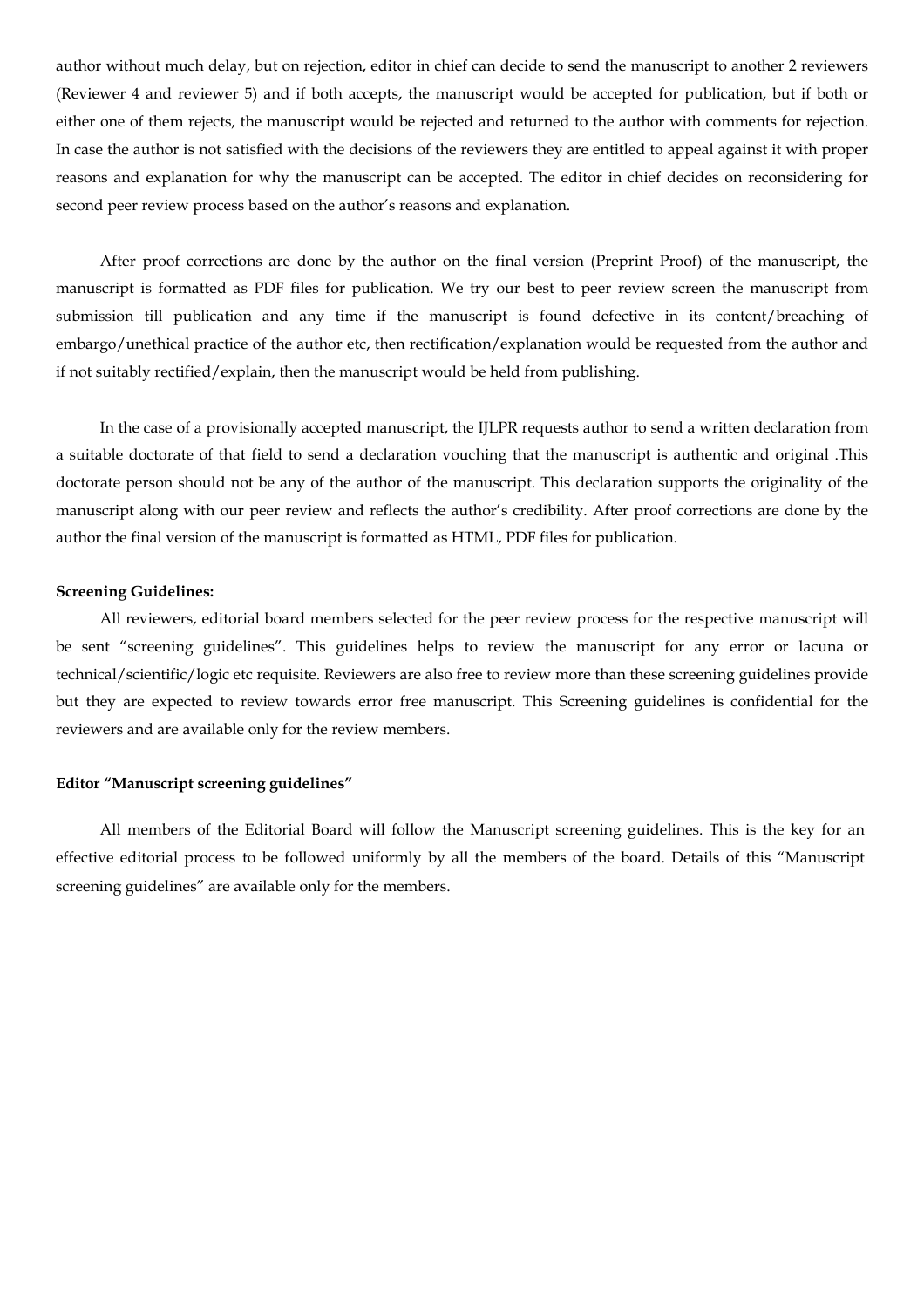author without much delay, but on rejection, editor in chief can decide to send the manuscript to another 2 reviewers (Reviewer 4 and reviewer 5) and if both accepts, the manuscript would be accepted for publication, but if both or either one of them rejects, the manuscript would be rejected and returned to the author with comments for rejection. In case the author is not satisfied with the decisions of the reviewers they are entitled to appeal against it with proper reasons and explanation for why the manuscript can be accepted. The editor in chief decides on reconsidering for second peer review process based on the author's reasons and explanation.

After proof corrections are done by the author on the final version (Preprint Proof) of the manuscript, the manuscript is formatted as PDF files for publication. We try our best to peer review screen the manuscript from submission till publication and any time if the manuscript is found defective in its content/breaching of embargo/unethical practice of the author etc, then rectification/explanation would be requested from the author and if not suitably rectified/explain, then the manuscript would be held from publishing.

In the case of a provisionally accepted manuscript, the IJLPR requests author to send a written declaration from a suitable doctorate of that field to send a declaration vouching that the manuscript is authentic and original .This doctorate person should not be any of the author of the manuscript. This declaration supports the originality of the manuscript along with our peer review and reflects the author's credibility. After proof corrections are done by the author the final version of the manuscript is formatted as HTML, PDF files for publication.

**Screening Guidelines:**

All reviewers, editorial board members selected for the peer review process for the respective manuscript will be sent "screening guidelines". This guidelines helps to review the manuscript for any error or lacuna or technical/scientific/logic etc requisite. Reviewers are also free to review more than these screening guidelines provide but they are expected to review towards error free manuscript. This Screening guidelines is confidential for the reviewers and are available only for the review members.

**Editor "Manuscript screening guidelines"**

All members of the Editorial Board will follow the Manuscript screening guidelines. This is the key for an effective editorial process to be followed uniformly by all the members of the board. Details of this "Manuscript screening guidelines" are available only for the members.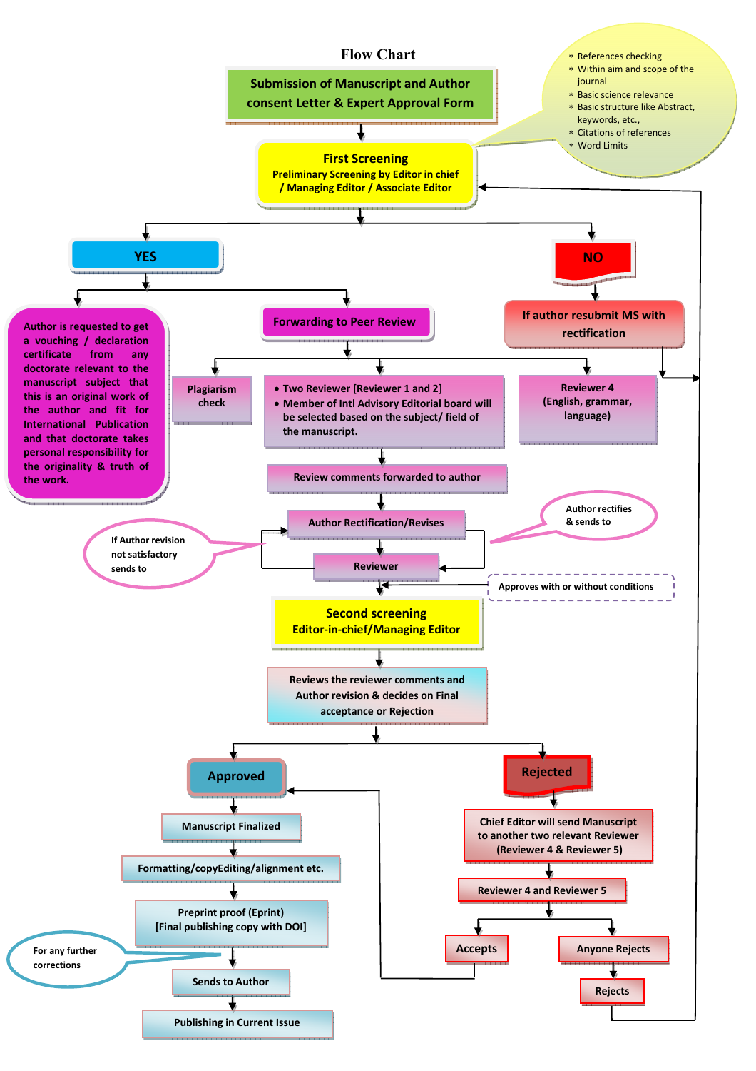# Flow Chart

**Submission of Manuscript and Author consent Letter & Expert Approval Form**

↓

**First Screening**
**Preliminary Screening by Editor in chief / Managing Editor / Associate Editor**

- References checking
- Within aim and scope of the journal
- Basic science relevance
- Basic structure like Abstract, keywords, etc.,
- Citations of references
- Word Limits

↓

**YES**

- **Author is requested to get a vouching / declaration certificate from any doctorate relevant to the manuscript subject that this is an original work of the author and fit for International Publication and that doctorate takes personal responsibility for the originality & truth of the work.**
- **Forwarding to Peer Review**
  - **Plagiarism check**
  - **Two Reviewer [Reviewer 1 and 2]**
  - **Member of Intl Advisory Editorial board will be selected based on the subject/ field of the manuscript.**
  - **Reviewer 4 (English, grammar, language)**

↓

**Review comments forwarded to author**

↓

**Author Rectification/Revises**

↓

**Reviewer**

- If Author revision not satisfactory sends to → Author Rectification/Revises
- Author rectifies & sends to → Reviewer
- Approves with or without conditions → Second screening

**NO**

↓

**If author resubmit MS with rectification** → First Screening

↓

**Second screening**
**Editor-in-chief/Managing Editor**

↓

**Reviews the reviewer comments and Author revision & decides on Final acceptance or Rejection**

↓

**Approved**

↓

**Manuscript Finalized**

↓

**Formatting/copyEditing/alignment etc.**

↓

**Preprint proof (Eprint) [Final publishing copy with DOI]**

↓

**Sends to Author** (For any further corrections)

↓

**Publishing in Current Issue**

**Rejected**

↓

**Chief Editor will send Manuscript to another two relevant Reviewer (Reviewer 4 & Reviewer 5)**

↓

**Reviewer 4 and Reviewer 5**

- **Accepts** → Approved
- **Anyone Rejects** → **Rejects** → First Screening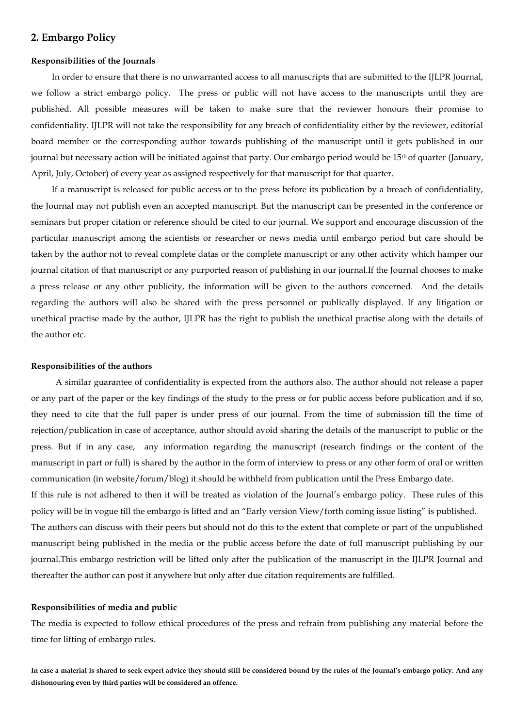## 2. Embargo Policy

**Responsibilities of the Journals**

In order to ensure that there is no unwarranted access to all manuscripts that are submitted to the IJLPR Journal, we follow a strict embargo policy. The press or public will not have access to the manuscripts until they are published. All possible measures will be taken to make sure that the reviewer honours their promise to confidentiality. IJLPR will not take the responsibility for any breach of confidentiality either by the reviewer, editorial board member or the corresponding author towards publishing of the manuscript until it gets published in our journal but necessary action will be initiated against that party. Our embargo period would be 15th of quarter (January, April, July, October) of every year as assigned respectively for that manuscript for that quarter.

If a manuscript is released for public access or to the press before its publication by a breach of confidentiality, the Journal may not publish even an accepted manuscript. But the manuscript can be presented in the conference or seminars but proper citation or reference should be cited to our journal. We support and encourage discussion of the particular manuscript among the scientists or researcher or news media until embargo period but care should be taken by the author not to reveal complete datas or the complete manuscript or any other activity which hamper our journal citation of that manuscript or any purported reason of publishing in our journal.If the Journal chooses to make a press release or any other publicity, the information will be given to the authors concerned. And the details regarding the authors will also be shared with the press personnel or publically displayed. If any litigation or unethical practise made by the author, IJLPR has the right to publish the unethical practise along with the details of the author etc.

**Responsibilities of the authors**

A similar guarantee of confidentiality is expected from the authors also. The author should not release a paper or any part of the paper or the key findings of the study to the press or for public access before publication and if so, they need to cite that the full paper is under press of our journal. From the time of submission till the time of rejection/publication in case of acceptance, author should avoid sharing the details of the manuscript to public or the press. But if in any case, any information regarding the manuscript (research findings or the content of the manuscript in part or full) is shared by the author in the form of interview to press or any other form of oral or written communication (in website/forum/blog) it should be withheld from publication until the Press Embargo date.

If this rule is not adhered to then it will be treated as violation of the Journal's embargo policy. These rules of this policy will be in vogue till the embargo is lifted and an "Early version View/forth coming issue listing" is published.

The authors can discuss with their peers but should not do this to the extent that complete or part of the unpublished manuscript being published in the media or the public access before the date of full manuscript publishing by our journal.This embargo restriction will be lifted only after the publication of the manuscript in the IJLPR Journal and thereafter the author can post it anywhere but only after due citation requirements are fulfilled.

**Responsibilities of media and public**

The media is expected to follow ethical procedures of the press and refrain from publishing any material before the time for lifting of embargo rules.

**In case a material is shared to seek expert advice they should still be considered bound by the rules of the Journal's embargo policy. And any dishonouring even by third parties will be considered an offence.**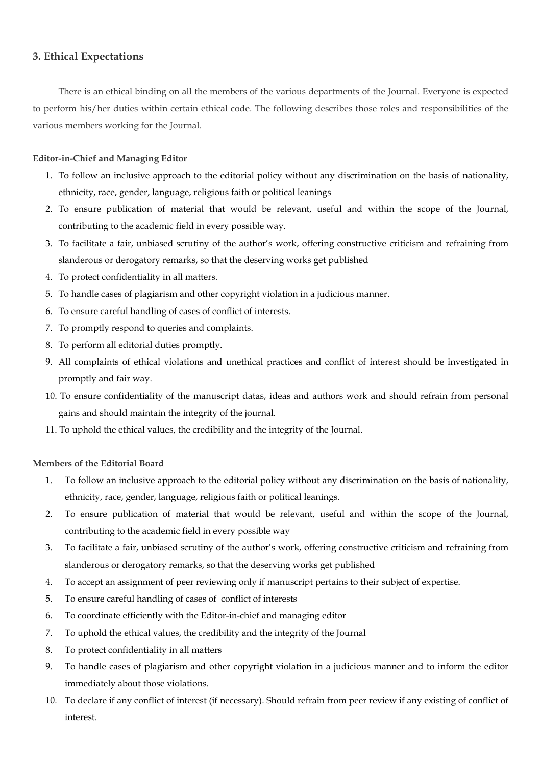## 3. Ethical Expectations

There is an ethical binding on all the members of the various departments of the Journal. Everyone is expected to perform his/her duties within certain ethical code. The following describes those roles and responsibilities of the various members working for the Journal.

**Editor-in-Chief and Managing Editor**

1. To follow an inclusive approach to the editorial policy without any discrimination on the basis of nationality, ethnicity, race, gender, language, religious faith or political leanings
2. To ensure publication of material that would be relevant, useful and within the scope of the Journal, contributing to the academic field in every possible way.
3. To facilitate a fair, unbiased scrutiny of the author's work, offering constructive criticism and refraining from slanderous or derogatory remarks, so that the deserving works get published
4. To protect confidentiality in all matters.
5. To handle cases of plagiarism and other copyright violation in a judicious manner.
6. To ensure careful handling of cases of conflict of interests.
7. To promptly respond to queries and complaints.
8. To perform all editorial duties promptly.
9. All complaints of ethical violations and unethical practices and conflict of interest should be investigated in promptly and fair way.
10. To ensure confidentiality of the manuscript datas, ideas and authors work and should refrain from personal gains and should maintain the integrity of the journal.
11. To uphold the ethical values, the credibility and the integrity of the Journal.

**Members of the Editorial Board**

1. To follow an inclusive approach to the editorial policy without any discrimination on the basis of nationality, ethnicity, race, gender, language, religious faith or political leanings.
2. To ensure publication of material that would be relevant, useful and within the scope of the Journal, contributing to the academic field in every possible way
3. To facilitate a fair, unbiased scrutiny of the author's work, offering constructive criticism and refraining from slanderous or derogatory remarks, so that the deserving works get published
4. To accept an assignment of peer reviewing only if manuscript pertains to their subject of expertise.
5. To ensure careful handling of cases of conflict of interests
6. To coordinate efficiently with the Editor-in-chief and managing editor
7. To uphold the ethical values, the credibility and the integrity of the Journal
8. To protect confidentiality in all matters
9. To handle cases of plagiarism and other copyright violation in a judicious manner and to inform the editor immediately about those violations.
10. To declare if any conflict of interest (if necessary). Should refrain from peer review if any existing of conflict of interest.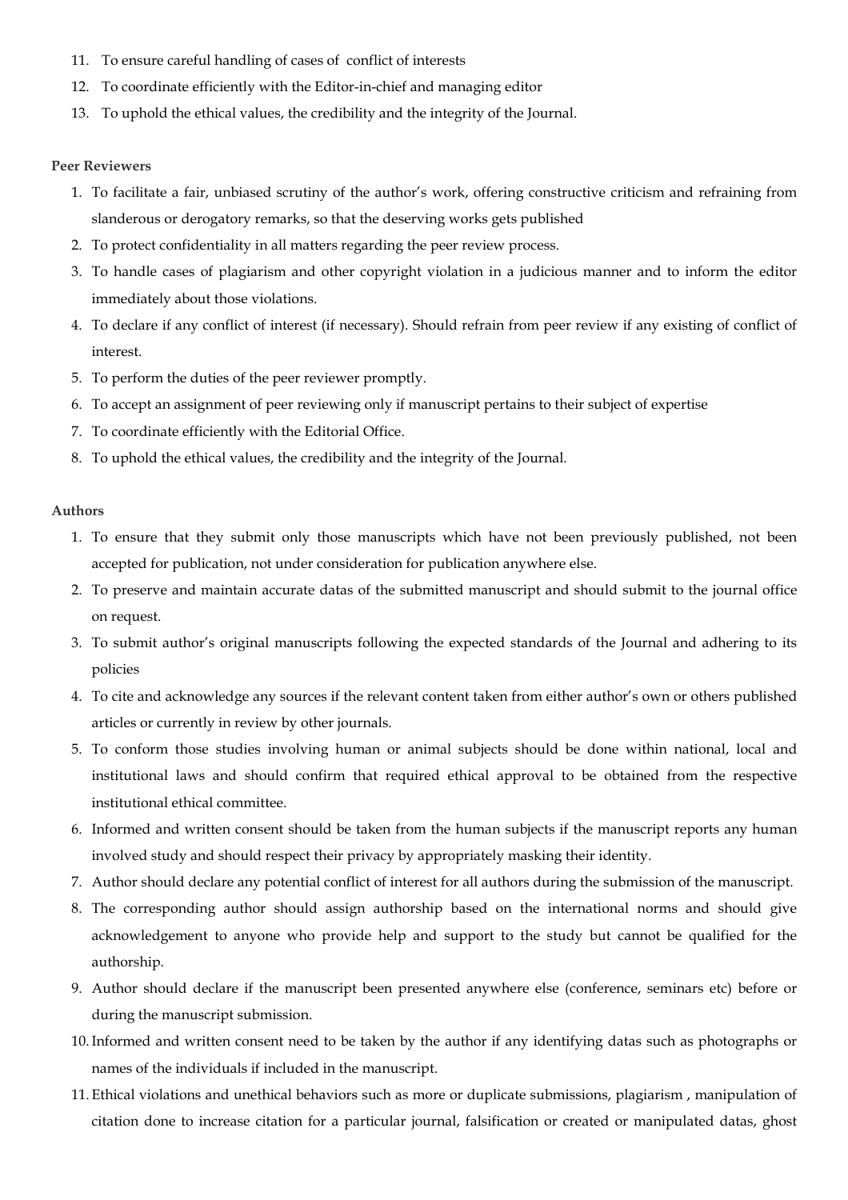11. To ensure careful handling of cases of conflict of interests
12. To coordinate efficiently with the Editor-in-chief and managing editor
13. To uphold the ethical values, the credibility and the integrity of the Journal.

**Peer Reviewers**

1. To facilitate a fair, unbiased scrutiny of the author's work, offering constructive criticism and refraining from slanderous or derogatory remarks, so that the deserving works gets published
2. To protect confidentiality in all matters regarding the peer review process.
3. To handle cases of plagiarism and other copyright violation in a judicious manner and to inform the editor immediately about those violations.
4. To declare if any conflict of interest (if necessary). Should refrain from peer review if any existing of conflict of interest.
5. To perform the duties of the peer reviewer promptly.
6. To accept an assignment of peer reviewing only if manuscript pertains to their subject of expertise
7. To coordinate efficiently with the Editorial Office.
8. To uphold the ethical values, the credibility and the integrity of the Journal.

**Authors**

1. To ensure that they submit only those manuscripts which have not been previously published, not been accepted for publication, not under consideration for publication anywhere else.
2. To preserve and maintain accurate datas of the submitted manuscript and should submit to the journal office on request.
3. To submit author's original manuscripts following the expected standards of the Journal and adhering to its policies
4. To cite and acknowledge any sources if the relevant content taken from either author's own or others published articles or currently in review by other journals.
5. To conform those studies involving human or animal subjects should be done within national, local and institutional laws and should confirm that required ethical approval to be obtained from the respective institutional ethical committee.
6. Informed and written consent should be taken from the human subjects if the manuscript reports any human involved study and should respect their privacy by appropriately masking their identity.
7. Author should declare any potential conflict of interest for all authors during the submission of the manuscript.
8. The corresponding author should assign authorship based on the international norms and should give acknowledgement to anyone who provide help and support to the study but cannot be qualified for the authorship.
9. Author should declare if the manuscript been presented anywhere else (conference, seminars etc) before or during the manuscript submission.
10. Informed and written consent need to be taken by the author if any identifying datas such as photographs or names of the individuals if included in the manuscript.
11. Ethical violations and unethical behaviors such as more or duplicate submissions, plagiarism , manipulation of citation done to increase citation for a particular journal, falsification or created or manipulated datas, ghost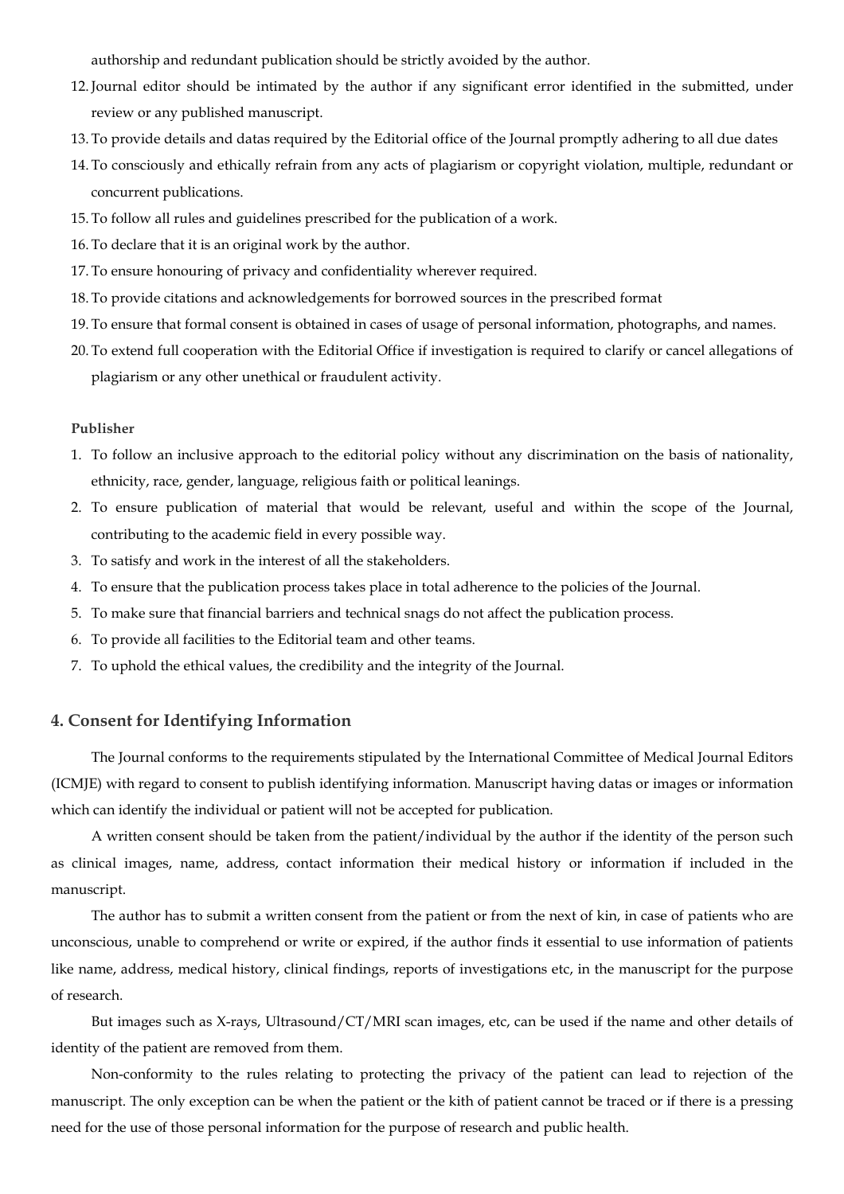authorship and redundant publication should be strictly avoided by the author.

12. Journal editor should be intimated by the author if any significant error identified in the submitted, under review or any published manuscript.
13. To provide details and datas required by the Editorial office of the Journal promptly adhering to all due dates
14. To consciously and ethically refrain from any acts of plagiarism or copyright violation, multiple, redundant or concurrent publications.
15. To follow all rules and guidelines prescribed for the publication of a work.
16. To declare that it is an original work by the author.
17. To ensure honouring of privacy and confidentiality wherever required.
18. To provide citations and acknowledgements for borrowed sources in the prescribed format
19. To ensure that formal consent is obtained in cases of usage of personal information, photographs, and names.
20. To extend full cooperation with the Editorial Office if investigation is required to clarify or cancel allegations of plagiarism or any other unethical or fraudulent activity.

**Publisher**

1. To follow an inclusive approach to the editorial policy without any discrimination on the basis of nationality, ethnicity, race, gender, language, religious faith or political leanings.
2. To ensure publication of material that would be relevant, useful and within the scope of the Journal, contributing to the academic field in every possible way.
3. To satisfy and work in the interest of all the stakeholders.
4. To ensure that the publication process takes place in total adherence to the policies of the Journal.
5. To make sure that financial barriers and technical snags do not affect the publication process.
6. To provide all facilities to the Editorial team and other teams.
7. To uphold the ethical values, the credibility and the integrity of the Journal.

## 4. Consent for Identifying Information

The Journal conforms to the requirements stipulated by the International Committee of Medical Journal Editors (ICMJE) with regard to consent to publish identifying information. Manuscript having datas or images or information which can identify the individual or patient will not be accepted for publication.

A written consent should be taken from the patient/individual by the author if the identity of the person such as clinical images, name, address, contact information their medical history or information if included in the manuscript.

The author has to submit a written consent from the patient or from the next of kin, in case of patients who are unconscious, unable to comprehend or write or expired, if the author finds it essential to use information of patients like name, address, medical history, clinical findings, reports of investigations etc, in the manuscript for the purpose of research.

But images such as X-rays, Ultrasound/CT/MRI scan images, etc, can be used if the name and other details of identity of the patient are removed from them.

Non-conformity to the rules relating to protecting the privacy of the patient can lead to rejection of the manuscript. The only exception can be when the patient or the kith of patient cannot be traced or if there is a pressing need for the use of those personal information for the purpose of research and public health.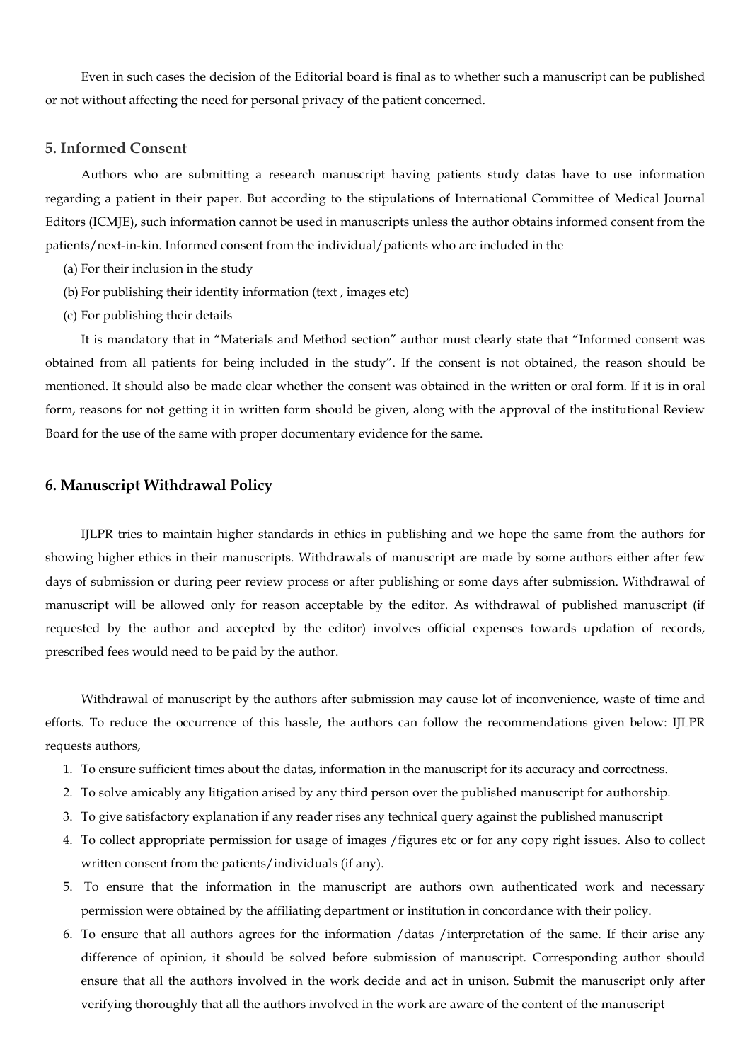Even in such cases the decision of the Editorial board is final as to whether such a manuscript can be published or not without affecting the need for personal privacy of the patient concerned.

## 5. Informed Consent

Authors who are submitting a research manuscript having patients study datas have to use information regarding a patient in their paper. But according to the stipulations of International Committee of Medical Journal Editors (ICMJE), such information cannot be used in manuscripts unless the author obtains informed consent from the patients/next-in-kin. Informed consent from the individual/patients who are included in the

(a) For their inclusion in the study

(b) For publishing their identity information (text , images etc)

(c) For publishing their details

It is mandatory that in "Materials and Method section" author must clearly state that "Informed consent was obtained from all patients for being included in the study". If the consent is not obtained, the reason should be mentioned. It should also be made clear whether the consent was obtained in the written or oral form. If it is in oral form, reasons for not getting it in written form should be given, along with the approval of the institutional Review Board for the use of the same with proper documentary evidence for the same.

## 6. Manuscript Withdrawal Policy

IJLPR tries to maintain higher standards in ethics in publishing and we hope the same from the authors for showing higher ethics in their manuscripts. Withdrawals of manuscript are made by some authors either after few days of submission or during peer review process or after publishing or some days after submission. Withdrawal of manuscript will be allowed only for reason acceptable by the editor. As withdrawal of published manuscript (if requested by the author and accepted by the editor) involves official expenses towards updation of records, prescribed fees would need to be paid by the author.

Withdrawal of manuscript by the authors after submission may cause lot of inconvenience, waste of time and efforts. To reduce the occurrence of this hassle, the authors can follow the recommendations given below: IJLPR requests authors,

1. To ensure sufficient times about the datas, information in the manuscript for its accuracy and correctness.
2. To solve amicably any litigation arised by any third person over the published manuscript for authorship.
3. To give satisfactory explanation if any reader rises any technical query against the published manuscript
4. To collect appropriate permission for usage of images /figures etc or for any copy right issues. Also to collect written consent from the patients/individuals (if any).
5. To ensure that the information in the manuscript are authors own authenticated work and necessary permission were obtained by the affiliating department or institution in concordance with their policy.
6. To ensure that all authors agrees for the information /datas /interpretation of the same. If their arise any difference of opinion, it should be solved before submission of manuscript. Corresponding author should ensure that all the authors involved in the work decide and act in unison. Submit the manuscript only after verifying thoroughly that all the authors involved in the work are aware of the content of the manuscript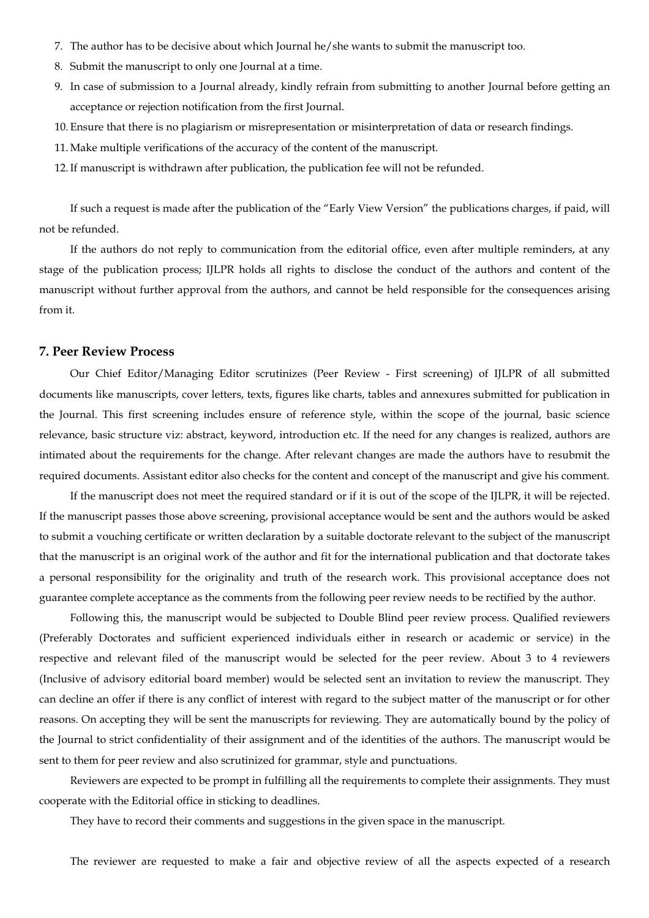7. The author has to be decisive about which Journal he/she wants to submit the manuscript too.
8. Submit the manuscript to only one Journal at a time.
9. In case of submission to a Journal already, kindly refrain from submitting to another Journal before getting an acceptance or rejection notification from the first Journal.
10. Ensure that there is no plagiarism or misrepresentation or misinterpretation of data or research findings.
11. Make multiple verifications of the accuracy of the content of the manuscript.
12. If manuscript is withdrawn after publication, the publication fee will not be refunded.

If such a request is made after the publication of the "Early View Version" the publications charges, if paid, will not be refunded.

If the authors do not reply to communication from the editorial office, even after multiple reminders, at any stage of the publication process; IJLPR holds all rights to disclose the conduct of the authors and content of the manuscript without further approval from the authors, and cannot be held responsible for the consequences arising from it.

### 7. Peer Review Process

Our Chief Editor/Managing Editor scrutinizes (Peer Review - First screening) of IJLPR of all submitted documents like manuscripts, cover letters, texts, figures like charts, tables and annexures submitted for publication in the Journal. This first screening includes ensure of reference style, within the scope of the journal, basic science relevance, basic structure viz: abstract, keyword, introduction etc. If the need for any changes is realized, authors are intimated about the requirements for the change. After relevant changes are made the authors have to resubmit the required documents. Assistant editor also checks for the content and concept of the manuscript and give his comment.

If the manuscript does not meet the required standard or if it is out of the scope of the IJLPR, it will be rejected. If the manuscript passes those above screening, provisional acceptance would be sent and the authors would be asked to submit a vouching certificate or written declaration by a suitable doctorate relevant to the subject of the manuscript that the manuscript is an original work of the author and fit for the international publication and that doctorate takes a personal responsibility for the originality and truth of the research work. This provisional acceptance does not guarantee complete acceptance as the comments from the following peer review needs to be rectified by the author.

Following this, the manuscript would be subjected to Double Blind peer review process. Qualified reviewers (Preferably Doctorates and sufficient experienced individuals either in research or academic or service) in the respective and relevant filed of the manuscript would be selected for the peer review. About 3 to 4 reviewers (Inclusive of advisory editorial board member) would be selected sent an invitation to review the manuscript. They can decline an offer if there is any conflict of interest with regard to the subject matter of the manuscript or for other reasons. On accepting they will be sent the manuscripts for reviewing. They are automatically bound by the policy of the Journal to strict confidentiality of their assignment and of the identities of the authors. The manuscript would be sent to them for peer review and also scrutinized for grammar, style and punctuations.

Reviewers are expected to be prompt in fulfilling all the requirements to complete their assignments. They must cooperate with the Editorial office in sticking to deadlines.

They have to record their comments and suggestions in the given space in the manuscript.

The reviewer are requested to make a fair and objective review of all the aspects expected of a research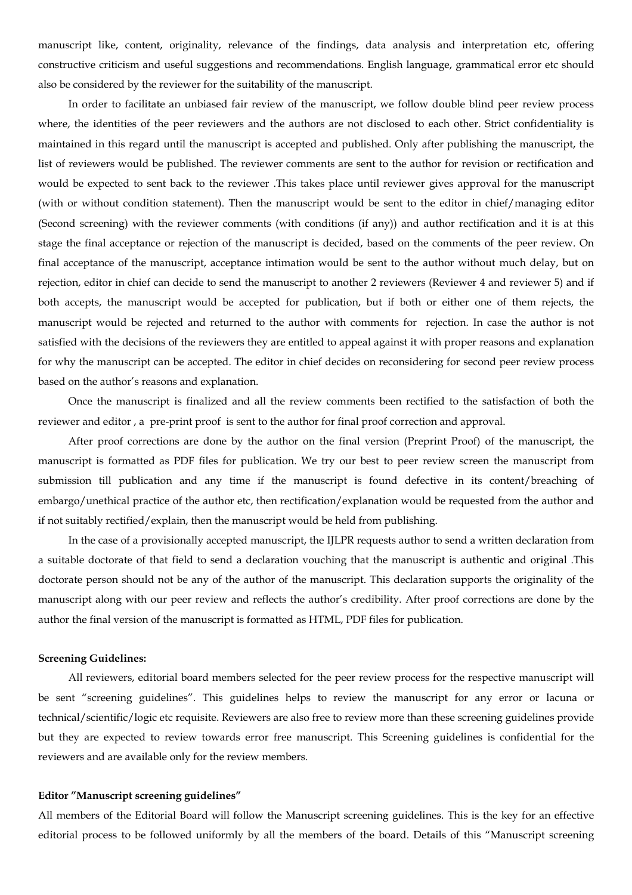manuscript like, content, originality, relevance of the findings, data analysis and interpretation etc, offering constructive criticism and useful suggestions and recommendations. English language, grammatical error etc should also be considered by the reviewer for the suitability of the manuscript.

In order to facilitate an unbiased fair review of the manuscript, we follow double blind peer review process where, the identities of the peer reviewers and the authors are not disclosed to each other. Strict confidentiality is maintained in this regard until the manuscript is accepted and published. Only after publishing the manuscript, the list of reviewers would be published. The reviewer comments are sent to the author for revision or rectification and would be expected to sent back to the reviewer .This takes place until reviewer gives approval for the manuscript (with or without condition statement). Then the manuscript would be sent to the editor in chief/managing editor (Second screening) with the reviewer comments (with conditions (if any)) and author rectification and it is at this stage the final acceptance or rejection of the manuscript is decided, based on the comments of the peer review. On final acceptance of the manuscript, acceptance intimation would be sent to the author without much delay, but on rejection, editor in chief can decide to send the manuscript to another 2 reviewers (Reviewer 4 and reviewer 5) and if both accepts, the manuscript would be accepted for publication, but if both or either one of them rejects, the manuscript would be rejected and returned to the author with comments for rejection. In case the author is not satisfied with the decisions of the reviewers they are entitled to appeal against it with proper reasons and explanation for why the manuscript can be accepted. The editor in chief decides on reconsidering for second peer review process based on the author's reasons and explanation.

Once the manuscript is finalized and all the review comments been rectified to the satisfaction of both the reviewer and editor , a pre-print proof is sent to the author for final proof correction and approval.

After proof corrections are done by the author on the final version (Preprint Proof) of the manuscript, the manuscript is formatted as PDF files for publication. We try our best to peer review screen the manuscript from submission till publication and any time if the manuscript is found defective in its content/breaching of embargo/unethical practice of the author etc, then rectification/explanation would be requested from the author and if not suitably rectified/explain, then the manuscript would be held from publishing.

In the case of a provisionally accepted manuscript, the IJLPR requests author to send a written declaration from a suitable doctorate of that field to send a declaration vouching that the manuscript is authentic and original .This doctorate person should not be any of the author of the manuscript. This declaration supports the originality of the manuscript along with our peer review and reflects the author's credibility. After proof corrections are done by the author the final version of the manuscript is formatted as HTML, PDF files for publication.

**Screening Guidelines:**

All reviewers, editorial board members selected for the peer review process for the respective manuscript will be sent "screening guidelines". This guidelines helps to review the manuscript for any error or lacuna or technical/scientific/logic etc requisite. Reviewers are also free to review more than these screening guidelines provide but they are expected to review towards error free manuscript. This Screening guidelines is confidential for the reviewers and are available only for the review members.

**Editor "Manuscript screening guidelines"**

All members of the Editorial Board will follow the Manuscript screening guidelines. This is the key for an effective editorial process to be followed uniformly by all the members of the board. Details of this "Manuscript screening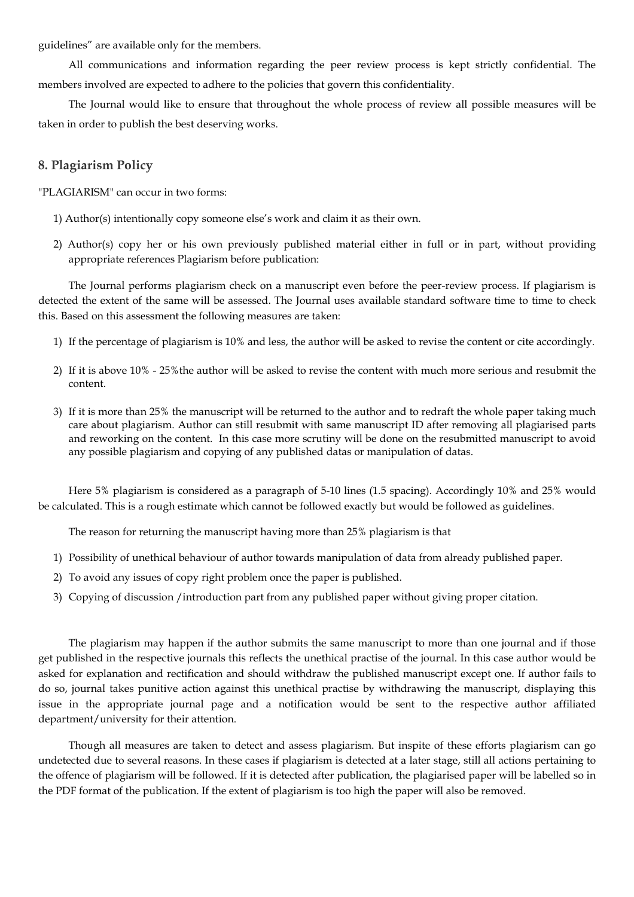guidelines" are available only for the members.

All communications and information regarding the peer review process is kept strictly confidential. The members involved are expected to adhere to the policies that govern this confidentiality.

The Journal would like to ensure that throughout the whole process of review all possible measures will be taken in order to publish the best deserving works.

## 8. Plagiarism Policy

"PLAGIARISM" can occur in two forms:

1) Author(s) intentionally copy someone else's work and claim it as their own.

2) Author(s) copy her or his own previously published material either in full or in part, without providing appropriate references Plagiarism before publication:

The Journal performs plagiarism check on a manuscript even before the peer-review process. If plagiarism is detected the extent of the same will be assessed. The Journal uses available standard software time to time to check this. Based on this assessment the following measures are taken:

1) If the percentage of plagiarism is 10% and less, the author will be asked to revise the content or cite accordingly.

2) If it is above 10% - 25%the author will be asked to revise the content with much more serious and resubmit the content.

3) If it is more than 25% the manuscript will be returned to the author and to redraft the whole paper taking much care about plagiarism. Author can still resubmit with same manuscript ID after removing all plagiarised parts and reworking on the content. In this case more scrutiny will be done on the resubmitted manuscript to avoid any possible plagiarism and copying of any published datas or manipulation of datas.

Here 5% plagiarism is considered as a paragraph of 5-10 lines (1.5 spacing). Accordingly 10% and 25% would be calculated. This is a rough estimate which cannot be followed exactly but would be followed as guidelines.

The reason for returning the manuscript having more than 25% plagiarism is that

1) Possibility of unethical behaviour of author towards manipulation of data from already published paper.
2) To avoid any issues of copy right problem once the paper is published.
3) Copying of discussion /introduction part from any published paper without giving proper citation.

The plagiarism may happen if the author submits the same manuscript to more than one journal and if those get published in the respective journals this reflects the unethical practise of the journal. In this case author would be asked for explanation and rectification and should withdraw the published manuscript except one. If author fails to do so, journal takes punitive action against this unethical practise by withdrawing the manuscript, displaying this issue in the appropriate journal page and a notification would be sent to the respective author affiliated department/university for their attention.

Though all measures are taken to detect and assess plagiarism. But inspite of these efforts plagiarism can go undetected due to several reasons. In these cases if plagiarism is detected at a later stage, still all actions pertaining to the offence of plagiarism will be followed. If it is detected after publication, the plagiarised paper will be labelled so in the PDF format of the publication. If the extent of plagiarism is too high the paper will also be removed.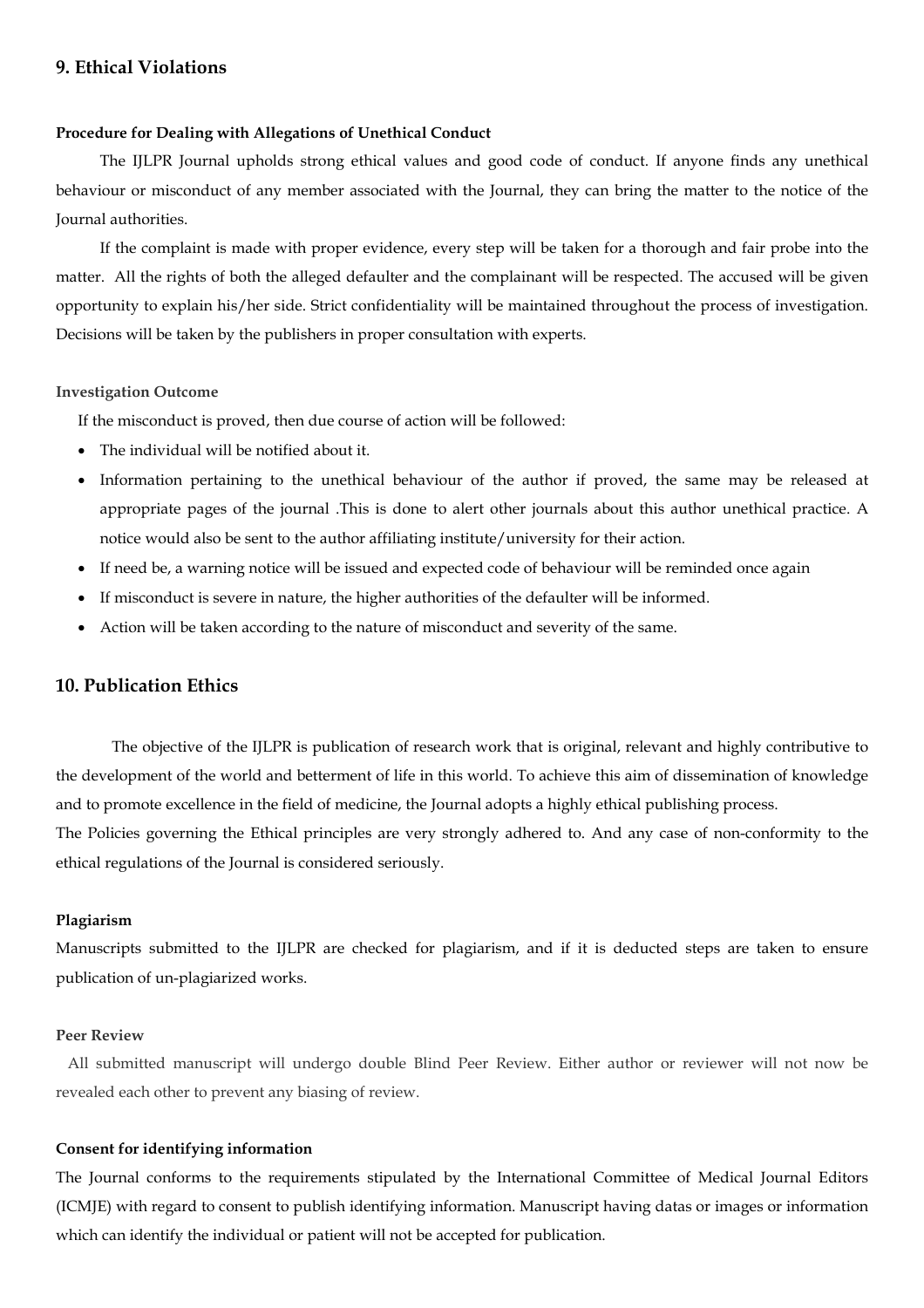## 9. Ethical Violations

**Procedure for Dealing with Allegations of Unethical Conduct**

The IJLPR Journal upholds strong ethical values and good code of conduct. If anyone finds any unethical behaviour or misconduct of any member associated with the Journal, they can bring the matter to the notice of the Journal authorities.

If the complaint is made with proper evidence, every step will be taken for a thorough and fair probe into the matter. All the rights of both the alleged defaulter and the complainant will be respected. The accused will be given opportunity to explain his/her side. Strict confidentiality will be maintained throughout the process of investigation. Decisions will be taken by the publishers in proper consultation with experts.

**Investigation Outcome**

If the misconduct is proved, then due course of action will be followed:

- The individual will be notified about it.
- Information pertaining to the unethical behaviour of the author if proved, the same may be released at appropriate pages of the journal .This is done to alert other journals about this author unethical practice. A notice would also be sent to the author affiliating institute/university for their action.
- If need be, a warning notice will be issued and expected code of behaviour will be reminded once again
- If misconduct is severe in nature, the higher authorities of the defaulter will be informed.
- Action will be taken according to the nature of misconduct and severity of the same.

## 10. Publication Ethics

The objective of the IJLPR is publication of research work that is original, relevant and highly contributive to the development of the world and betterment of life in this world. To achieve this aim of dissemination of knowledge and to promote excellence in the field of medicine, the Journal adopts a highly ethical publishing process.
The Policies governing the Ethical principles are very strongly adhered to. And any case of non-conformity to the ethical regulations of the Journal is considered seriously.

**Plagiarism**

Manuscripts submitted to the IJLPR are checked for plagiarism, and if it is deducted steps are taken to ensure publication of un-plagiarized works.

**Peer Review**

All submitted manuscript will undergo double Blind Peer Review. Either author or reviewer will not now be revealed each other to prevent any biasing of review.

**Consent for identifying information**

The Journal conforms to the requirements stipulated by the International Committee of Medical Journal Editors (ICMJE) with regard to consent to publish identifying information. Manuscript having datas or images or information which can identify the individual or patient will not be accepted for publication.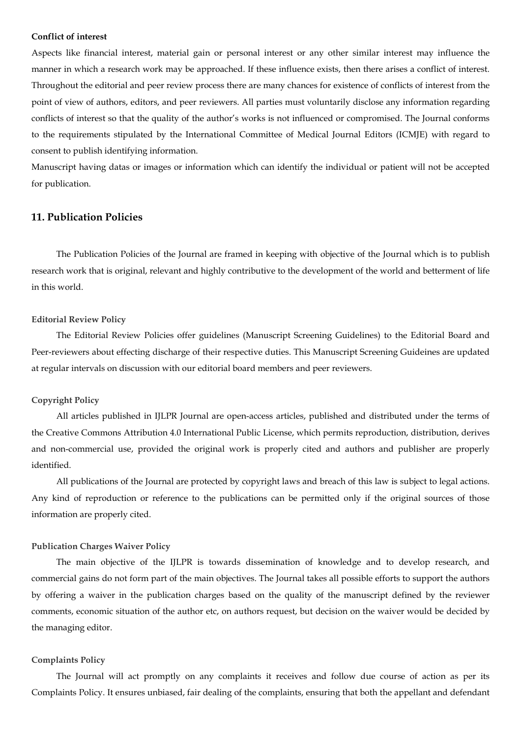**Conflict of interest**

Aspects like financial interest, material gain or personal interest or any other similar interest may influence the manner in which a research work may be approached. If these influence exists, then there arises a conflict of interest. Throughout the editorial and peer review process there are many chances for existence of conflicts of interest from the point of view of authors, editors, and peer reviewers. All parties must voluntarily disclose any information regarding conflicts of interest so that the quality of the author's works is not influenced or compromised. The Journal conforms to the requirements stipulated by the International Committee of Medical Journal Editors (ICMJE) with regard to consent to publish identifying information.

Manuscript having datas or images or information which can identify the individual or patient will not be accepted for publication.

## 11. Publication Policies

The Publication Policies of the Journal are framed in keeping with objective of the Journal which is to publish research work that is original, relevant and highly contributive to the development of the world and betterment of life in this world.

**Editorial Review Policy**

The Editorial Review Policies offer guidelines (Manuscript Screening Guidelines) to the Editorial Board and Peer-reviewers about effecting discharge of their respective duties. This Manuscript Screening Guideines are updated at regular intervals on discussion with our editorial board members and peer reviewers.

**Copyright Policy**

All articles published in IJLPR Journal are open-access articles, published and distributed under the terms of the Creative Commons Attribution 4.0 International Public License, which permits reproduction, distribution, derives and non-commercial use, provided the original work is properly cited and authors and publisher are properly identified.

All publications of the Journal are protected by copyright laws and breach of this law is subject to legal actions. Any kind of reproduction or reference to the publications can be permitted only if the original sources of those information are properly cited.

**Publication Charges Waiver Policy**

The main objective of the IJLPR is towards dissemination of knowledge and to develop research, and commercial gains do not form part of the main objectives. The Journal takes all possible efforts to support the authors by offering a waiver in the publication charges based on the quality of the manuscript defined by the reviewer comments, economic situation of the author etc, on authors request, but decision on the waiver would be decided by the managing editor.

**Complaints Policy**

The Journal will act promptly on any complaints it receives and follow due course of action as per its Complaints Policy. It ensures unbiased, fair dealing of the complaints, ensuring that both the appellant and defendant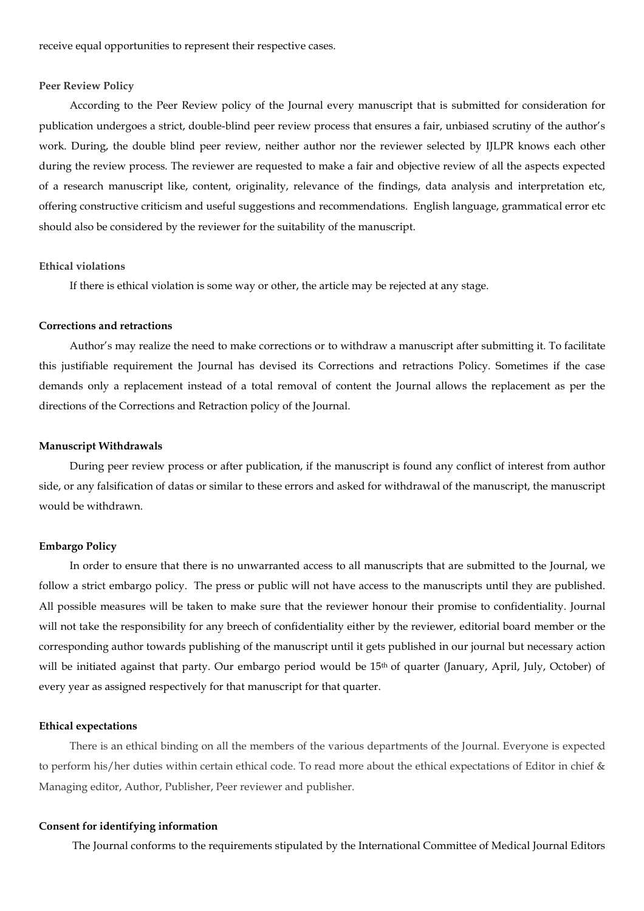receive equal opportunities to represent their respective cases.

### Peer Review Policy

According to the Peer Review policy of the Journal every manuscript that is submitted for consideration for publication undergoes a strict, double-blind peer review process that ensures a fair, unbiased scrutiny of the author's work. During, the double blind peer review, neither author nor the reviewer selected by IJLPR knows each other during the review process. The reviewer are requested to make a fair and objective review of all the aspects expected of a research manuscript like, content, originality, relevance of the findings, data analysis and interpretation etc, offering constructive criticism and useful suggestions and recommendations. English language, grammatical error etc should also be considered by the reviewer for the suitability of the manuscript.

### Ethical violations

If there is ethical violation is some way or other, the article may be rejected at any stage.

### Corrections and retractions

Author's may realize the need to make corrections or to withdraw a manuscript after submitting it. To facilitate this justifiable requirement the Journal has devised its Corrections and retractions Policy. Sometimes if the case demands only a replacement instead of a total removal of content the Journal allows the replacement as per the directions of the Corrections and Retraction policy of the Journal.

### Manuscript Withdrawals

During peer review process or after publication, if the manuscript is found any conflict of interest from author side, or any falsification of datas or similar to these errors and asked for withdrawal of the manuscript, the manuscript would be withdrawn.

### Embargo Policy

In order to ensure that there is no unwarranted access to all manuscripts that are submitted to the Journal, we follow a strict embargo policy. The press or public will not have access to the manuscripts until they are published. All possible measures will be taken to make sure that the reviewer honour their promise to confidentiality. Journal will not take the responsibility for any breech of confidentiality either by the reviewer, editorial board member or the corresponding author towards publishing of the manuscript until it gets published in our journal but necessary action will be initiated against that party. Our embargo period would be 15th of quarter (January, April, July, October) of every year as assigned respectively for that manuscript for that quarter.

### Ethical expectations

There is an ethical binding on all the members of the various departments of the Journal. Everyone is expected to perform his/her duties within certain ethical code. To read more about the ethical expectations of Editor in chief & Managing editor, Author, Publisher, Peer reviewer and publisher.

### Consent for identifying information

The Journal conforms to the requirements stipulated by the International Committee of Medical Journal Editors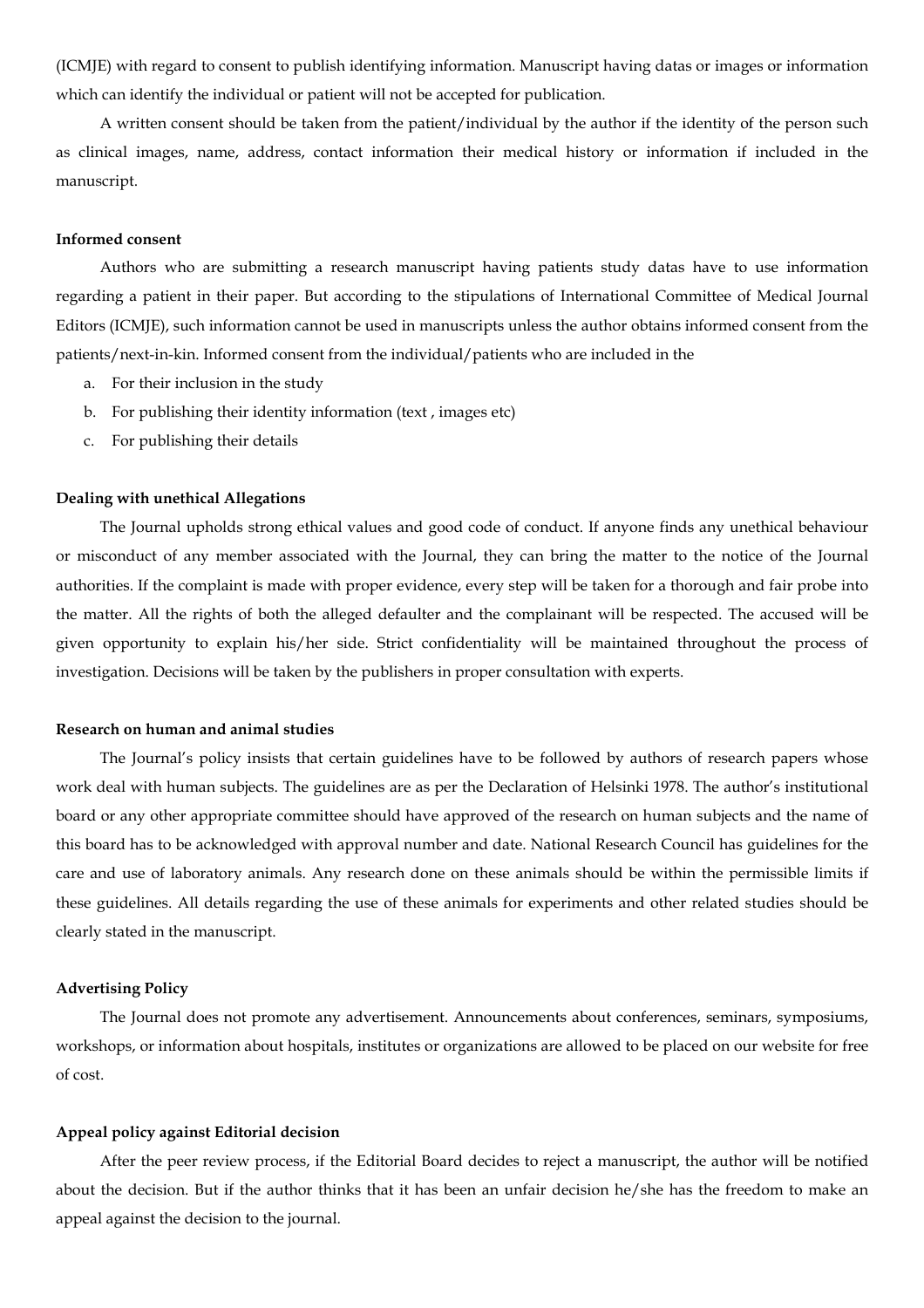(ICMJE) with regard to consent to publish identifying information. Manuscript having datas or images or information which can identify the individual or patient will not be accepted for publication.

A written consent should be taken from the patient/individual by the author if the identity of the person such as clinical images, name, address, contact information their medical history or information if included in the manuscript.

**Informed consent**

Authors who are submitting a research manuscript having patients study datas have to use information regarding a patient in their paper. But according to the stipulations of International Committee of Medical Journal Editors (ICMJE), such information cannot be used in manuscripts unless the author obtains informed consent from the patients/next-in-kin. Informed consent from the individual/patients who are included in the

a. For their inclusion in the study
b. For publishing their identity information (text , images etc)
c. For publishing their details

**Dealing with unethical Allegations**

The Journal upholds strong ethical values and good code of conduct. If anyone finds any unethical behaviour or misconduct of any member associated with the Journal, they can bring the matter to the notice of the Journal authorities. If the complaint is made with proper evidence, every step will be taken for a thorough and fair probe into the matter. All the rights of both the alleged defaulter and the complainant will be respected. The accused will be given opportunity to explain his/her side. Strict confidentiality will be maintained throughout the process of investigation. Decisions will be taken by the publishers in proper consultation with experts.

**Research on human and animal studies**

The Journal's policy insists that certain guidelines have to be followed by authors of research papers whose work deal with human subjects. The guidelines are as per the Declaration of Helsinki 1978. The author's institutional board or any other appropriate committee should have approved of the research on human subjects and the name of this board has to be acknowledged with approval number and date. National Research Council has guidelines for the care and use of laboratory animals. Any research done on these animals should be within the permissible limits if these guidelines. All details regarding the use of these animals for experiments and other related studies should be clearly stated in the manuscript.

**Advertising Policy**

The Journal does not promote any advertisement. Announcements about conferences, seminars, symposiums, workshops, or information about hospitals, institutes or organizations are allowed to be placed on our website for free of cost.

**Appeal policy against Editorial decision**

After the peer review process, if the Editorial Board decides to reject a manuscript, the author will be notified about the decision. But if the author thinks that it has been an unfair decision he/she has the freedom to make an appeal against the decision to the journal.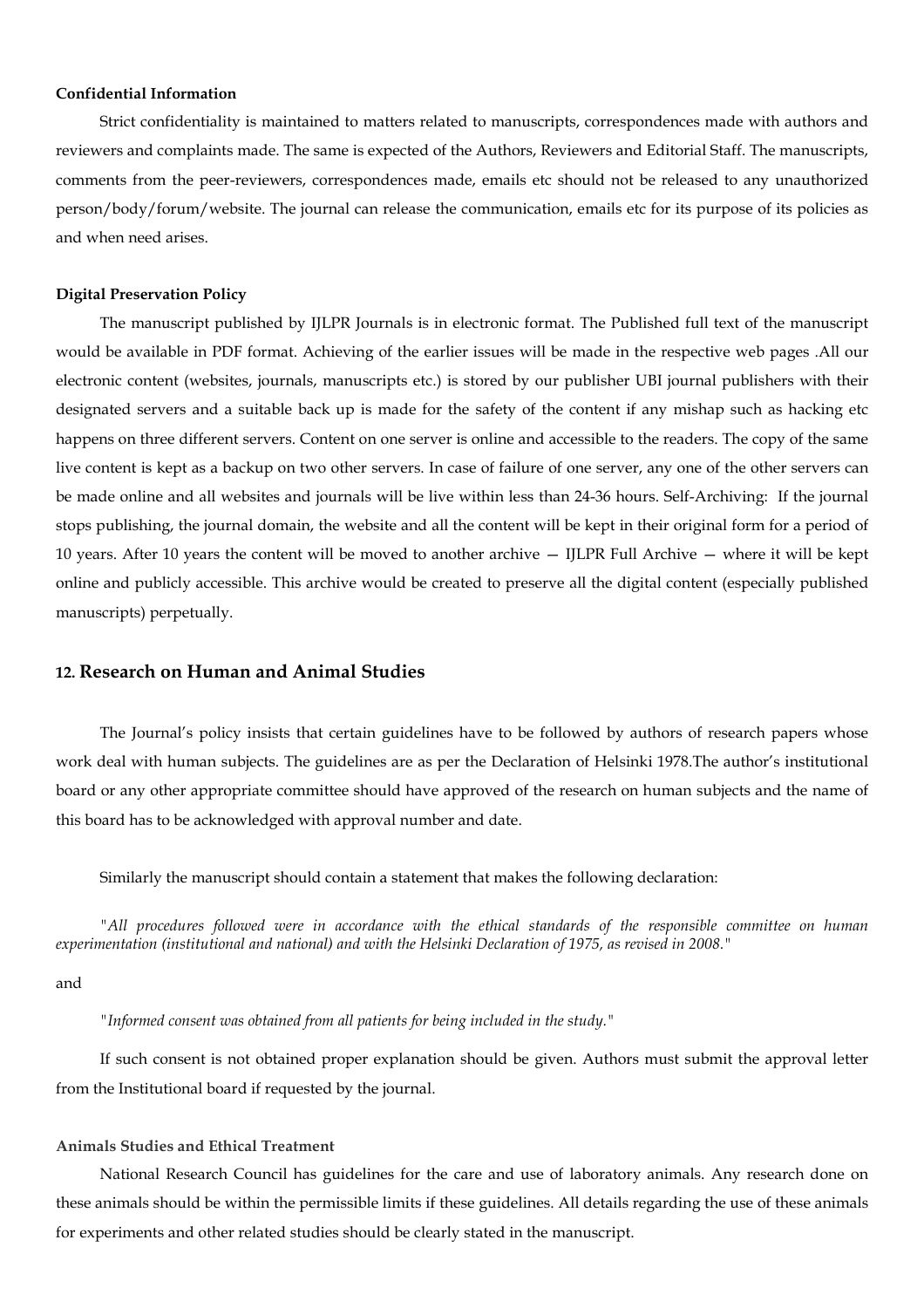**Confidential Information**

Strict confidentiality is maintained to matters related to manuscripts, correspondences made with authors and reviewers and complaints made. The same is expected of the Authors, Reviewers and Editorial Staff. The manuscripts, comments from the peer-reviewers, correspondences made, emails etc should not be released to any unauthorized person/body/forum/website. The journal can release the communication, emails etc for its purpose of its policies as and when need arises.

**Digital Preservation Policy**

The manuscript published by IJLPR Journals is in electronic format. The Published full text of the manuscript would be available in PDF format. Achieving of the earlier issues will be made in the respective web pages .All our electronic content (websites, journals, manuscripts etc.) is stored by our publisher UBI journal publishers with their designated servers and a suitable back up is made for the safety of the content if any mishap such as hacking etc happens on three different servers. Content on one server is online and accessible to the readers. The copy of the same live content is kept as a backup on two other servers. In case of failure of one server, any one of the other servers can be made online and all websites and journals will be live within less than 24-36 hours. Self-Archiving: If the journal stops publishing, the journal domain, the website and all the content will be kept in their original form for a period of 10 years. After 10 years the content will be moved to another archive — IJLPR Full Archive — where it will be kept online and publicly accessible. This archive would be created to preserve all the digital content (especially published manuscripts) perpetually.

## 12. Research on Human and Animal Studies

The Journal's policy insists that certain guidelines have to be followed by authors of research papers whose work deal with human subjects. The guidelines are as per the Declaration of Helsinki 1978.The author's institutional board or any other appropriate committee should have approved of the research on human subjects and the name of this board has to be acknowledged with approval number and date.

Similarly the manuscript should contain a statement that makes the following declaration:

*"All procedures followed were in accordance with the ethical standards of the responsible committee on human experimentation (institutional and national) and with the Helsinki Declaration of 1975, as revised in 2008."*

and

*"Informed consent was obtained from all patients for being included in the study."*

If such consent is not obtained proper explanation should be given. Authors must submit the approval letter from the Institutional board if requested by the journal.

**Animals Studies and Ethical Treatment**

National Research Council has guidelines for the care and use of laboratory animals. Any research done on these animals should be within the permissible limits if these guidelines. All details regarding the use of these animals for experiments and other related studies should be clearly stated in the manuscript.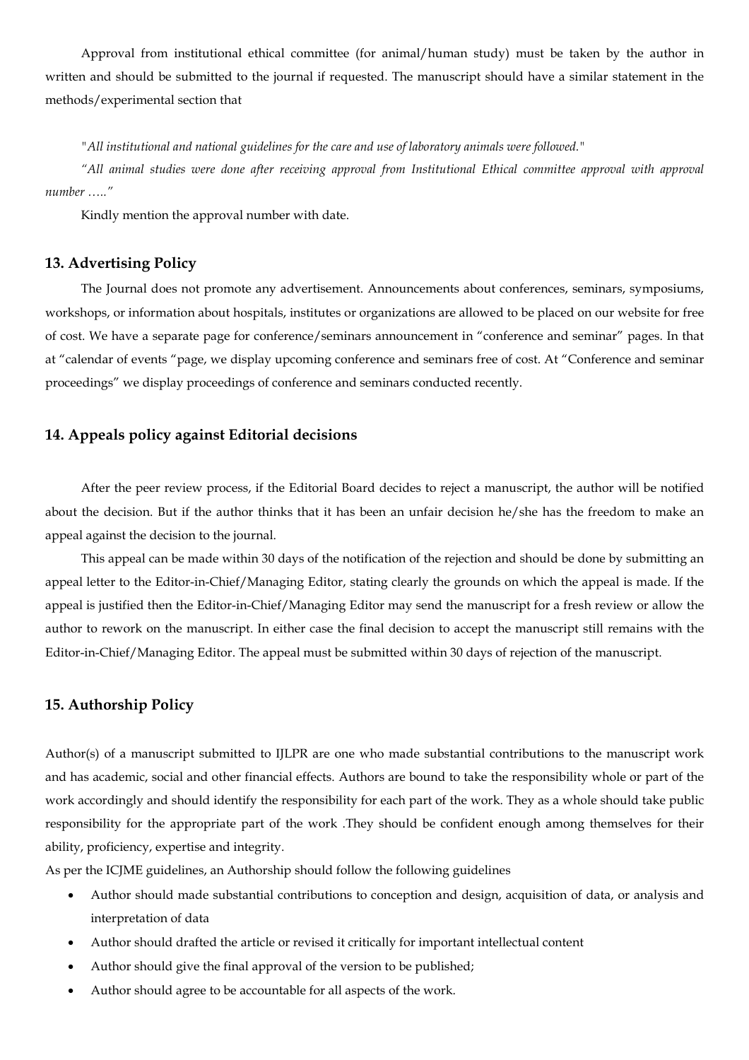Approval from institutional ethical committee (for animal/human study) must be taken by the author in written and should be submitted to the journal if requested. The manuscript should have a similar statement in the methods/experimental section that

"*All institutional and national guidelines for the care and use of laboratory animals were followed.*"

*"All animal studies were done after receiving approval from Institutional Ethical committee approval with approval number ….."*

Kindly mention the approval number with date.

## 13. Advertising Policy

The Journal does not promote any advertisement. Announcements about conferences, seminars, symposiums, workshops, or information about hospitals, institutes or organizations are allowed to be placed on our website for free of cost. We have a separate page for conference/seminars announcement in "conference and seminar" pages. In that at "calendar of events "page, we display upcoming conference and seminars free of cost. At "Conference and seminar proceedings" we display proceedings of conference and seminars conducted recently.

## 14. Appeals policy against Editorial decisions

After the peer review process, if the Editorial Board decides to reject a manuscript, the author will be notified about the decision. But if the author thinks that it has been an unfair decision he/she has the freedom to make an appeal against the decision to the journal.

This appeal can be made within 30 days of the notification of the rejection and should be done by submitting an appeal letter to the Editor-in-Chief/Managing Editor, stating clearly the grounds on which the appeal is made. If the appeal is justified then the Editor-in-Chief/Managing Editor may send the manuscript for a fresh review or allow the author to rework on the manuscript. In either case the final decision to accept the manuscript still remains with the Editor-in-Chief/Managing Editor. The appeal must be submitted within 30 days of rejection of the manuscript.

## 15. Authorship Policy

Author(s) of a manuscript submitted to IJLPR are one who made substantial contributions to the manuscript work and has academic, social and other financial effects. Authors are bound to take the responsibility whole or part of the work accordingly and should identify the responsibility for each part of the work. They as a whole should take public responsibility for the appropriate part of the work .They should be confident enough among themselves for their ability, proficiency, expertise and integrity.

As per the ICJME guidelines, an Authorship should follow the following guidelines

- Author should made substantial contributions to conception and design, acquisition of data, or analysis and interpretation of data
- Author should drafted the article or revised it critically for important intellectual content
- Author should give the final approval of the version to be published;
- Author should agree to be accountable for all aspects of the work.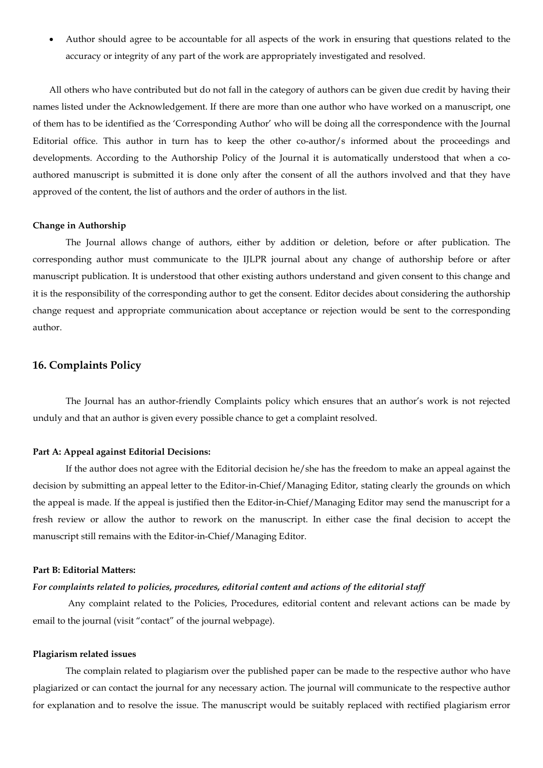- Author should agree to be accountable for all aspects of the work in ensuring that questions related to the accuracy or integrity of any part of the work are appropriately investigated and resolved.

All others who have contributed but do not fall in the category of authors can be given due credit by having their names listed under the Acknowledgement. If there are more than one author who have worked on a manuscript, one of them has to be identified as the 'Corresponding Author' who will be doing all the correspondence with the Journal Editorial office. This author in turn has to keep the other co-author/s informed about the proceedings and developments. According to the Authorship Policy of the Journal it is automatically understood that when a co-authored manuscript is submitted it is done only after the consent of all the authors involved and that they have approved of the content, the list of authors and the order of authors in the list.

**Change in Authorship**

The Journal allows change of authors, either by addition or deletion, before or after publication. The corresponding author must communicate to the IJLPR journal about any change of authorship before or after manuscript publication. It is understood that other existing authors understand and given consent to this change and it is the responsibility of the corresponding author to get the consent. Editor decides about considering the authorship change request and appropriate communication about acceptance or rejection would be sent to the corresponding author.

## 16. Complaints Policy

The Journal has an author-friendly Complaints policy which ensures that an author's work is not rejected unduly and that an author is given every possible chance to get a complaint resolved.

**Part A: Appeal against Editorial Decisions:**

If the author does not agree with the Editorial decision he/she has the freedom to make an appeal against the decision by submitting an appeal letter to the Editor-in-Chief/Managing Editor, stating clearly the grounds on which the appeal is made. If the appeal is justified then the Editor-in-Chief/Managing Editor may send the manuscript for a fresh review or allow the author to rework on the manuscript. In either case the final decision to accept the manuscript still remains with the Editor-in-Chief/Managing Editor.

**Part B: Editorial Matters:**

***For complaints related to policies, procedures, editorial content and actions of the editorial staff***

Any complaint related to the Policies, Procedures, editorial content and relevant actions can be made by email to the journal (visit "contact" of the journal webpage).

**Plagiarism related issues**

The complain related to plagiarism over the published paper can be made to the respective author who have plagiarized or can contact the journal for any necessary action. The journal will communicate to the respective author for explanation and to resolve the issue. The manuscript would be suitably replaced with rectified plagiarism error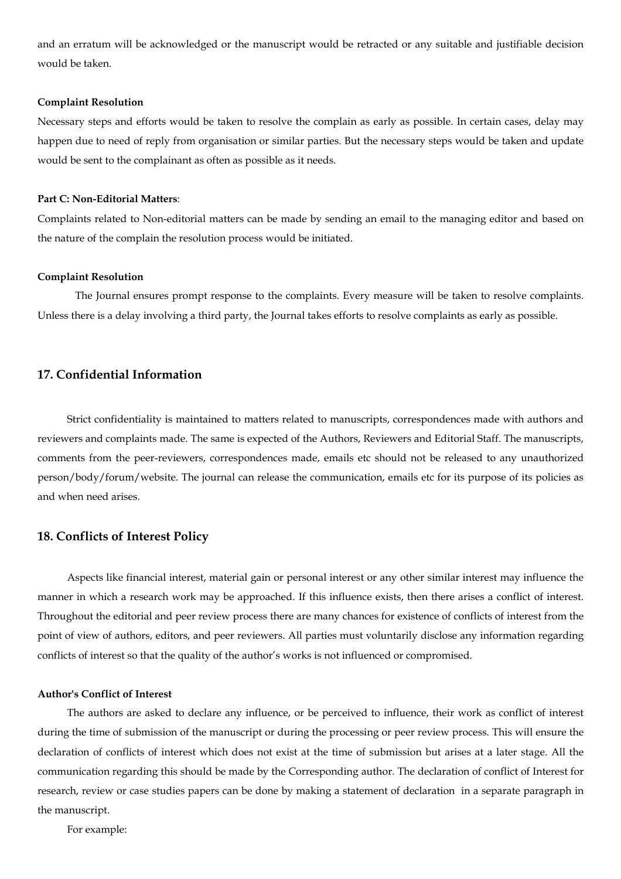and an erratum will be acknowledged or the manuscript would be retracted or any suitable and justifiable decision would be taken.

**Complaint Resolution**

Necessary steps and efforts would be taken to resolve the complain as early as possible. In certain cases, delay may happen due to need of reply from organisation or similar parties. But the necessary steps would be taken and update would be sent to the complainant as often as possible as it needs.

**Part C: Non-Editorial Matters**:

Complaints related to Non-editorial matters can be made by sending an email to the managing editor and based on the nature of the complain the resolution process would be initiated.

**Complaint Resolution**

The Journal ensures prompt response to the complaints. Every measure will be taken to resolve complaints. Unless there is a delay involving a third party, the Journal takes efforts to resolve complaints as early as possible.

## 17. Confidential Information

Strict confidentiality is maintained to matters related to manuscripts, correspondences made with authors and reviewers and complaints made. The same is expected of the Authors, Reviewers and Editorial Staff. The manuscripts, comments from the peer-reviewers, correspondences made, emails etc should not be released to any unauthorized person/body/forum/website. The journal can release the communication, emails etc for its purpose of its policies as and when need arises.

## 18. Conflicts of Interest Policy

Aspects like financial interest, material gain or personal interest or any other similar interest may influence the manner in which a research work may be approached. If this influence exists, then there arises a conflict of interest. Throughout the editorial and peer review process there are many chances for existence of conflicts of interest from the point of view of authors, editors, and peer reviewers. All parties must voluntarily disclose any information regarding conflicts of interest so that the quality of the author's works is not influenced or compromised.

**Author's Conflict of Interest**

The authors are asked to declare any influence, or be perceived to influence, their work as conflict of interest during the time of submission of the manuscript or during the processing or peer review process. This will ensure the declaration of conflicts of interest which does not exist at the time of submission but arises at a later stage. All the communication regarding this should be made by the Corresponding author. The declaration of conflict of Interest for research, review or case studies papers can be done by making a statement of declaration in a separate paragraph in the manuscript.

For example: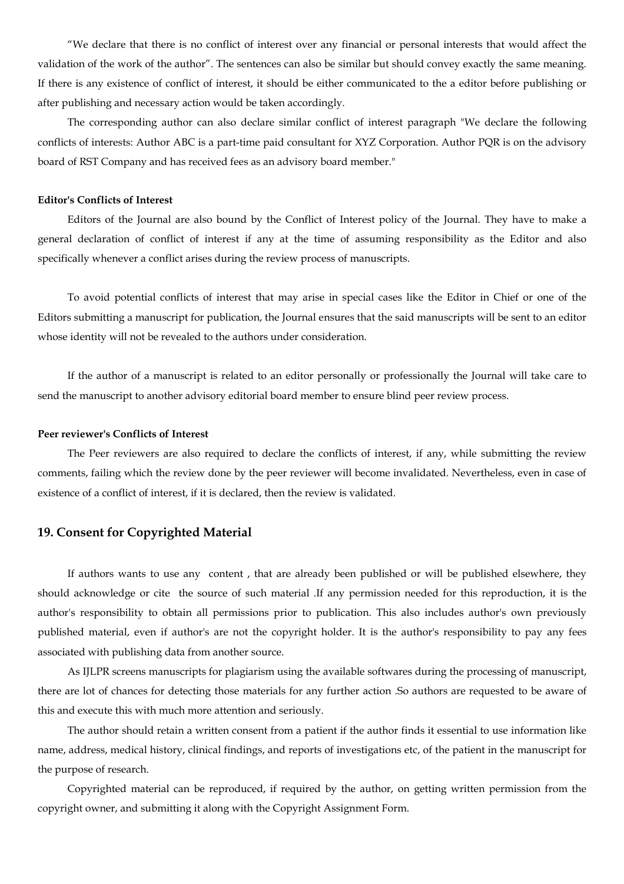"We declare that there is no conflict of interest over any financial or personal interests that would affect the validation of the work of the author". The sentences can also be similar but should convey exactly the same meaning. If there is any existence of conflict of interest, it should be either communicated to the a editor before publishing or after publishing and necessary action would be taken accordingly.

The corresponding author can also declare similar conflict of interest paragraph "We declare the following conflicts of interests: Author ABC is a part-time paid consultant for XYZ Corporation. Author PQR is on the advisory board of RST Company and has received fees as an advisory board member."

**Editor's Conflicts of Interest**

Editors of the Journal are also bound by the Conflict of Interest policy of the Journal. They have to make a general declaration of conflict of interest if any at the time of assuming responsibility as the Editor and also specifically whenever a conflict arises during the review process of manuscripts.

To avoid potential conflicts of interest that may arise in special cases like the Editor in Chief or one of the Editors submitting a manuscript for publication, the Journal ensures that the said manuscripts will be sent to an editor whose identity will not be revealed to the authors under consideration.

If the author of a manuscript is related to an editor personally or professionally the Journal will take care to send the manuscript to another advisory editorial board member to ensure blind peer review process.

**Peer reviewer's Conflicts of Interest**

The Peer reviewers are also required to declare the conflicts of interest, if any, while submitting the review comments, failing which the review done by the peer reviewer will become invalidated. Nevertheless, even in case of existence of a conflict of interest, if it is declared, then the review is validated.

## 19. Consent for Copyrighted Material

If authors wants to use any content , that are already been published or will be published elsewhere, they should acknowledge or cite the source of such material .If any permission needed for this reproduction, it is the author's responsibility to obtain all permissions prior to publication. This also includes author's own previously published material, even if author's are not the copyright holder. It is the author's responsibility to pay any fees associated with publishing data from another source.

As IJLPR screens manuscripts for plagiarism using the available softwares during the processing of manuscript, there are lot of chances for detecting those materials for any further action .So authors are requested to be aware of this and execute this with much more attention and seriously.

The author should retain a written consent from a patient if the author finds it essential to use information like name, address, medical history, clinical findings, and reports of investigations etc, of the patient in the manuscript for the purpose of research.

Copyrighted material can be reproduced, if required by the author, on getting written permission from the copyright owner, and submitting it along with the Copyright Assignment Form.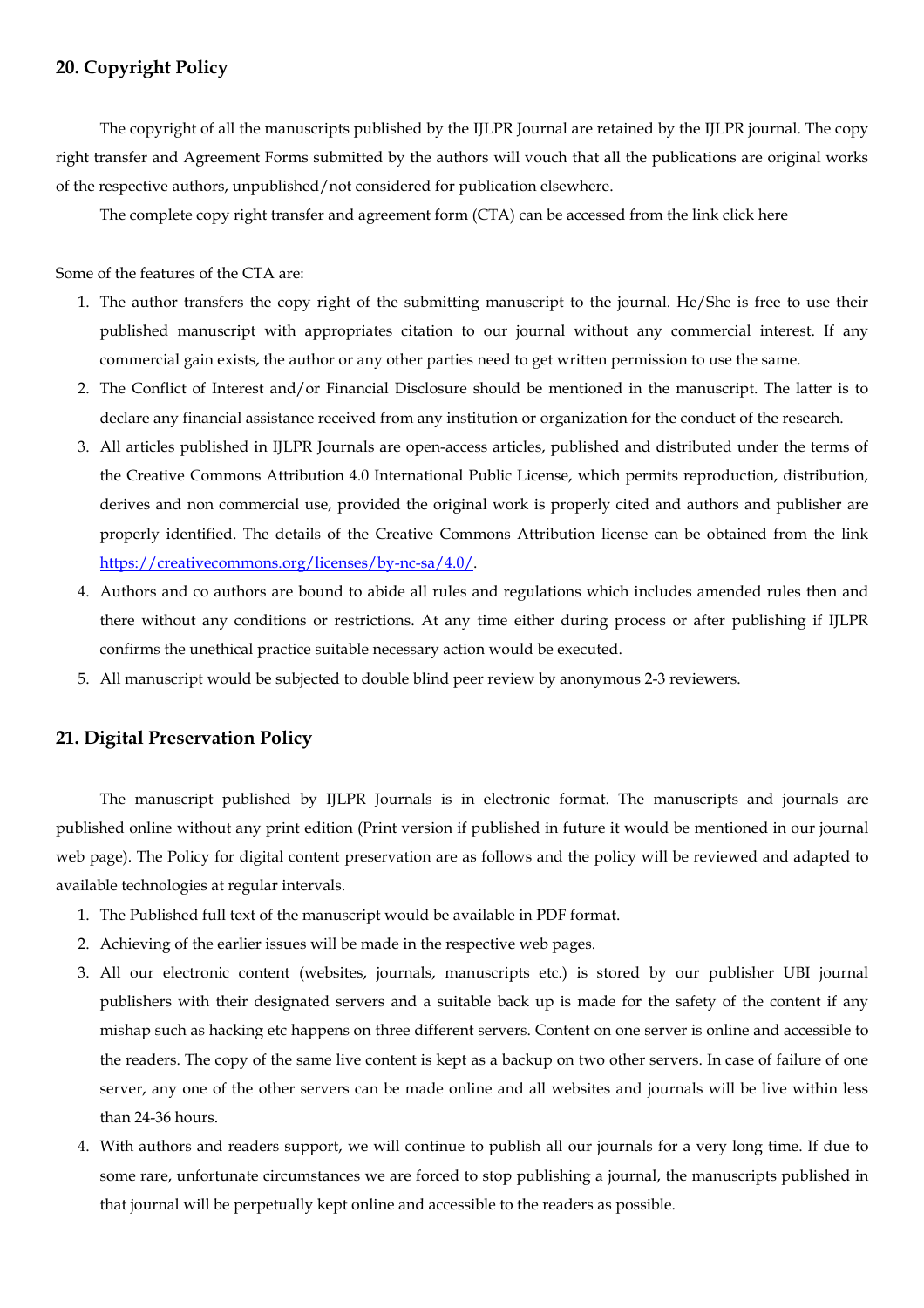## 20. Copyright Policy

The copyright of all the manuscripts published by the IJLPR Journal are retained by the IJLPR journal. The copy right transfer and Agreement Forms submitted by the authors will vouch that all the publications are original works of the respective authors, unpublished/not considered for publication elsewhere.

The complete copy right transfer and agreement form (CTA) can be accessed from the link click here

Some of the features of the CTA are:

1. The author transfers the copy right of the submitting manuscript to the journal. He/She is free to use their published manuscript with appropriates citation to our journal without any commercial interest. If any commercial gain exists, the author or any other parties need to get written permission to use the same.
2. The Conflict of Interest and/or Financial Disclosure should be mentioned in the manuscript. The latter is to declare any financial assistance received from any institution or organization for the conduct of the research.
3. All articles published in IJLPR Journals are open-access articles, published and distributed under the terms of the Creative Commons Attribution 4.0 International Public License, which permits reproduction, distribution, derives and non commercial use, provided the original work is properly cited and authors and publisher are properly identified. The details of the Creative Commons Attribution license can be obtained from the link https://creativecommons.org/licenses/by-nc-sa/4.0/.
4. Authors and co authors are bound to abide all rules and regulations which includes amended rules then and there without any conditions or restrictions. At any time either during process or after publishing if IJLPR confirms the unethical practice suitable necessary action would be executed.
5. All manuscript would be subjected to double blind peer review by anonymous 2-3 reviewers.

## 21. Digital Preservation Policy

The manuscript published by IJLPR Journals is in electronic format. The manuscripts and journals are published online without any print edition (Print version if published in future it would be mentioned in our journal web page). The Policy for digital content preservation are as follows and the policy will be reviewed and adapted to available technologies at regular intervals.

1. The Published full text of the manuscript would be available in PDF format.
2. Achieving of the earlier issues will be made in the respective web pages.
3. All our electronic content (websites, journals, manuscripts etc.) is stored by our publisher UBI journal publishers with their designated servers and a suitable back up is made for the safety of the content if any mishap such as hacking etc happens on three different servers. Content on one server is online and accessible to the readers. The copy of the same live content is kept as a backup on two other servers. In case of failure of one server, any one of the other servers can be made online and all websites and journals will be live within less than 24-36 hours.
4. With authors and readers support, we will continue to publish all our journals for a very long time. If due to some rare, unfortunate circumstances we are forced to stop publishing a journal, the manuscripts published in that journal will be perpetually kept online and accessible to the readers as possible.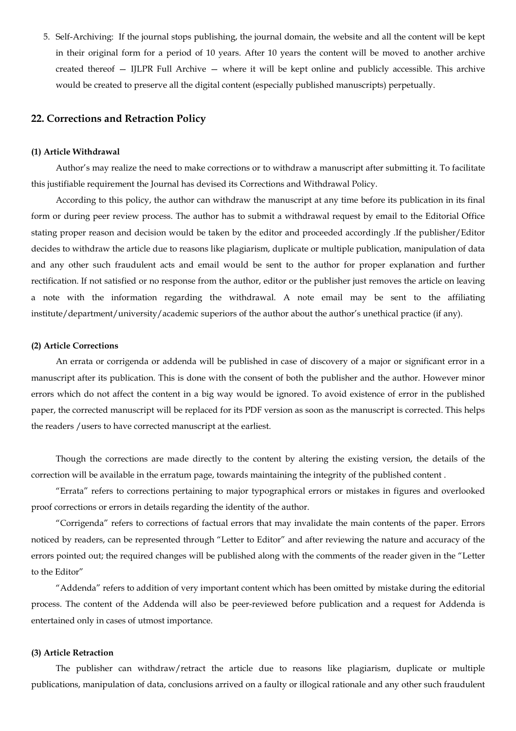5. Self-Archiving: If the journal stops publishing, the journal domain, the website and all the content will be kept in their original form for a period of 10 years. After 10 years the content will be moved to another archive created thereof — IJLPR Full Archive — where it will be kept online and publicly accessible. This archive would be created to preserve all the digital content (especially published manuscripts) perpetually.

## 22. Corrections and Retraction Policy

#### (1) Article Withdrawal

Author's may realize the need to make corrections or to withdraw a manuscript after submitting it. To facilitate this justifiable requirement the Journal has devised its Corrections and Withdrawal Policy.

According to this policy, the author can withdraw the manuscript at any time before its publication in its final form or during peer review process. The author has to submit a withdrawal request by email to the Editorial Office stating proper reason and decision would be taken by the editor and proceeded accordingly .If the publisher/Editor decides to withdraw the article due to reasons like plagiarism, duplicate or multiple publication, manipulation of data and any other such fraudulent acts and email would be sent to the author for proper explanation and further rectification. If not satisfied or no response from the author, editor or the publisher just removes the article on leaving a note with the information regarding the withdrawal. A note email may be sent to the affiliating institute/department/university/academic superiors of the author about the author's unethical practice (if any).

#### (2) Article Corrections

An errata or corrigenda or addenda will be published in case of discovery of a major or significant error in a manuscript after its publication. This is done with the consent of both the publisher and the author. However minor errors which do not affect the content in a big way would be ignored. To avoid existence of error in the published paper, the corrected manuscript will be replaced for its PDF version as soon as the manuscript is corrected. This helps the readers /users to have corrected manuscript at the earliest.

Though the corrections are made directly to the content by altering the existing version, the details of the correction will be available in the erratum page, towards maintaining the integrity of the published content .

"Errata" refers to corrections pertaining to major typographical errors or mistakes in figures and overlooked proof corrections or errors in details regarding the identity of the author.

"Corrigenda" refers to corrections of factual errors that may invalidate the main contents of the paper. Errors noticed by readers, can be represented through "Letter to Editor" and after reviewing the nature and accuracy of the errors pointed out; the required changes will be published along with the comments of the reader given in the "Letter to the Editor"

"Addenda" refers to addition of very important content which has been omitted by mistake during the editorial process. The content of the Addenda will also be peer-reviewed before publication and a request for Addenda is entertained only in cases of utmost importance.

#### (3) Article Retraction

The publisher can withdraw/retract the article due to reasons like plagiarism, duplicate or multiple publications, manipulation of data, conclusions arrived on a faulty or illogical rationale and any other such fraudulent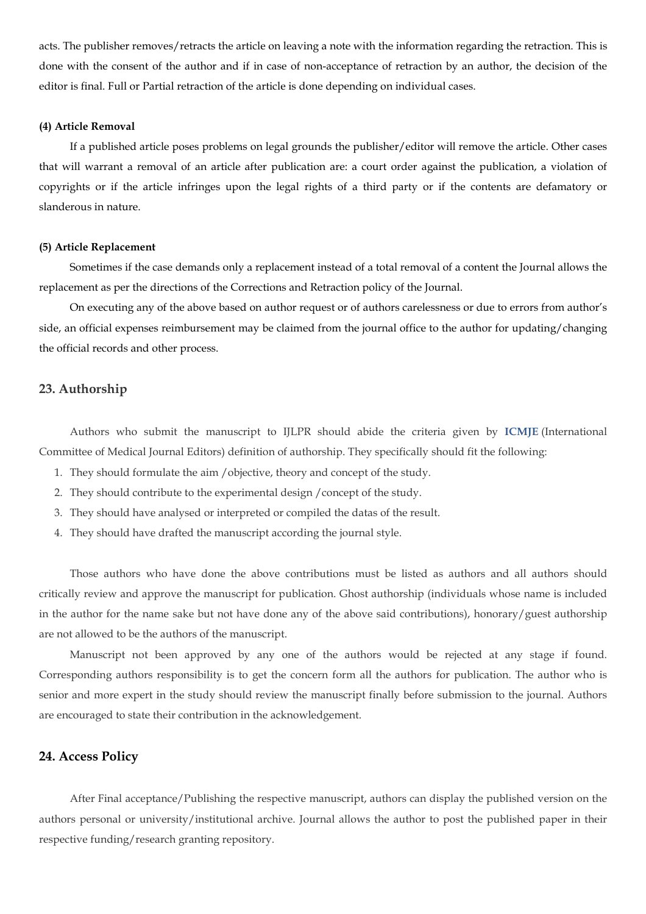acts. The publisher removes/retracts the article on leaving a note with the information regarding the retraction. This is done with the consent of the author and if in case of non-acceptance of retraction by an author, the decision of the editor is final. Full or Partial retraction of the article is done depending on individual cases.

**(4) Article Removal**

If a published article poses problems on legal grounds the publisher/editor will remove the article. Other cases that will warrant a removal of an article after publication are: a court order against the publication, a violation of copyrights or if the article infringes upon the legal rights of a third party or if the contents are defamatory or slanderous in nature.

**(5) Article Replacement**

Sometimes if the case demands only a replacement instead of a total removal of a content the Journal allows the replacement as per the directions of the Corrections and Retraction policy of the Journal.

On executing any of the above based on author request or of authors carelessness or due to errors from author's side, an official expenses reimbursement may be claimed from the journal office to the author for updating/changing the official records and other process.

## 23. Authorship

Authors who submit the manuscript to IJLPR should abide the criteria given by **ICMJE** (International Committee of Medical Journal Editors) definition of authorship. They specifically should fit the following:

1. They should formulate the aim /objective, theory and concept of the study.
2. They should contribute to the experimental design /concept of the study.
3. They should have analysed or interpreted or compiled the datas of the result.
4. They should have drafted the manuscript according the journal style.

Those authors who have done the above contributions must be listed as authors and all authors should critically review and approve the manuscript for publication. Ghost authorship (individuals whose name is included in the author for the name sake but not have done any of the above said contributions), honorary/guest authorship are not allowed to be the authors of the manuscript.

Manuscript not been approved by any one of the authors would be rejected at any stage if found. Corresponding authors responsibility is to get the concern form all the authors for publication. The author who is senior and more expert in the study should review the manuscript finally before submission to the journal. Authors are encouraged to state their contribution in the acknowledgement.

## 24. Access Policy

After Final acceptance/Publishing the respective manuscript, authors can display the published version on the authors personal or university/institutional archive. Journal allows the author to post the published paper in their respective funding/research granting repository.